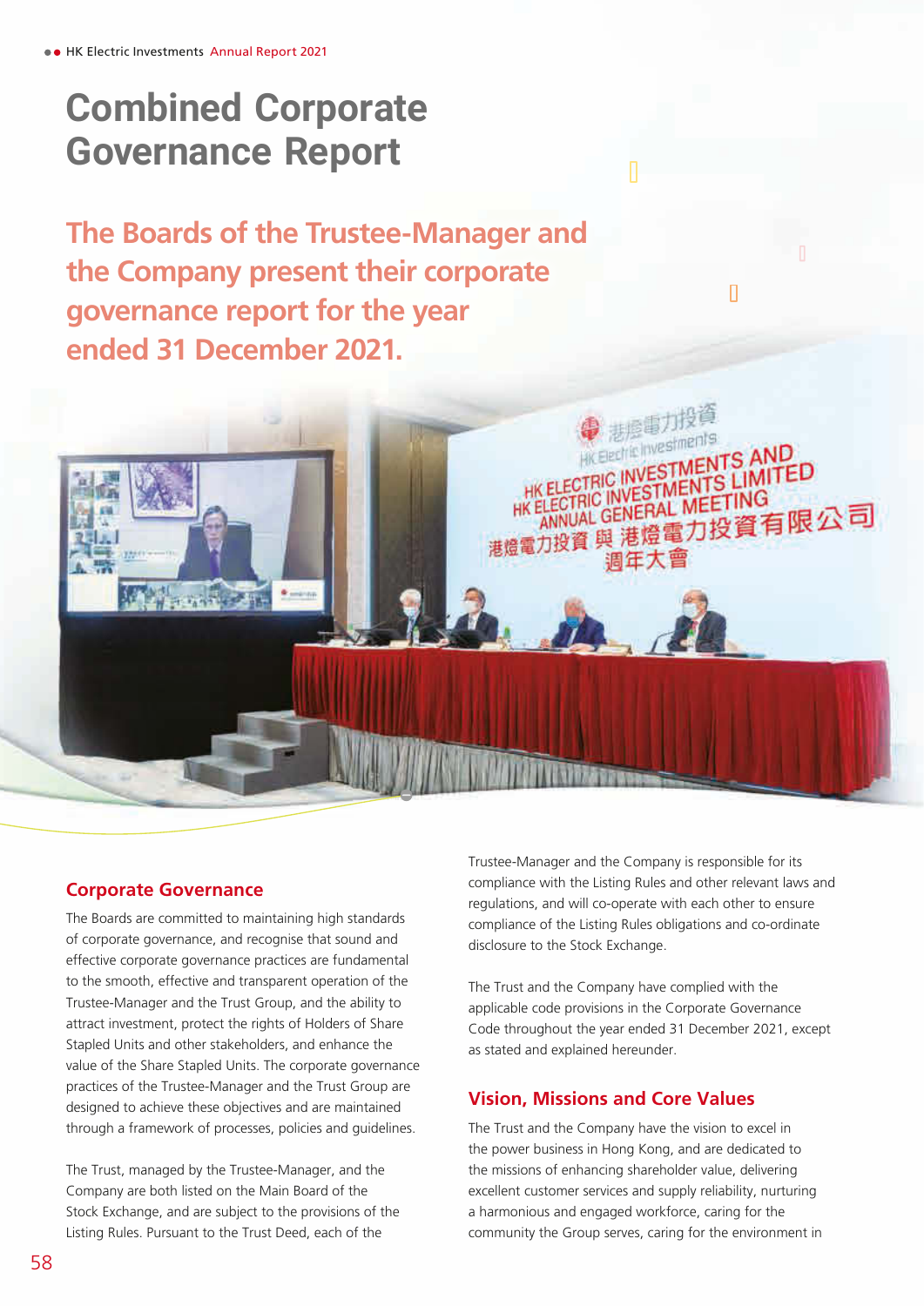# Combined Corporate Governance Report

**The Boards of the Trustee-Manager and the Company present their corporate governance report for the year ended 31 December 2021.**

## Corporate Governance

The Boards are committed to maintaining high standards of corporate governance, and recognise that sound and effective corporate governance practices are fundamental to the smooth, effective and transparent operation of the Trustee-Manager and the Trust Group, and the ability to attract investment, protect the rights of Holders of Share Stapled Units and other stakeholders, and enhance the value of the Share Stapled Units. The corporate governance practices of the Trustee-Manager and the Trust Group are designed to achieve these objectives and are maintained through a framework of processes, policies and guidelines.

The Trust, managed by the Trustee-Manager, and the Company are both listed on the Main Board of the Stock Exchange, and are subject to the provisions of the Listing Rules. Pursuant to the Trust Deed, each of the Trustee-Manager and the Company is responsible for its compliance with the Listing Rules and other relevant laws and regulations, and will co-operate with each other to ensure compliance of the Listing Rules obligations and co-ordinate disclosure to the Stock Exchange.

The Trust and the Company have complied with the applicable code provisions in the Corporate Governance Code throughout the year ended 31 December 2021, except as stated and explained hereunder.

## Vision, Missions and Core Values

The Trust and the Company have the vision to excel in the power business in Hong Kong, and are dedicated to the missions of enhancing shareholder value, delivering excellent customer services and supply reliability, nurturing a harmonious and engaged workforce, caring for the community the Group serves, caring for the environment in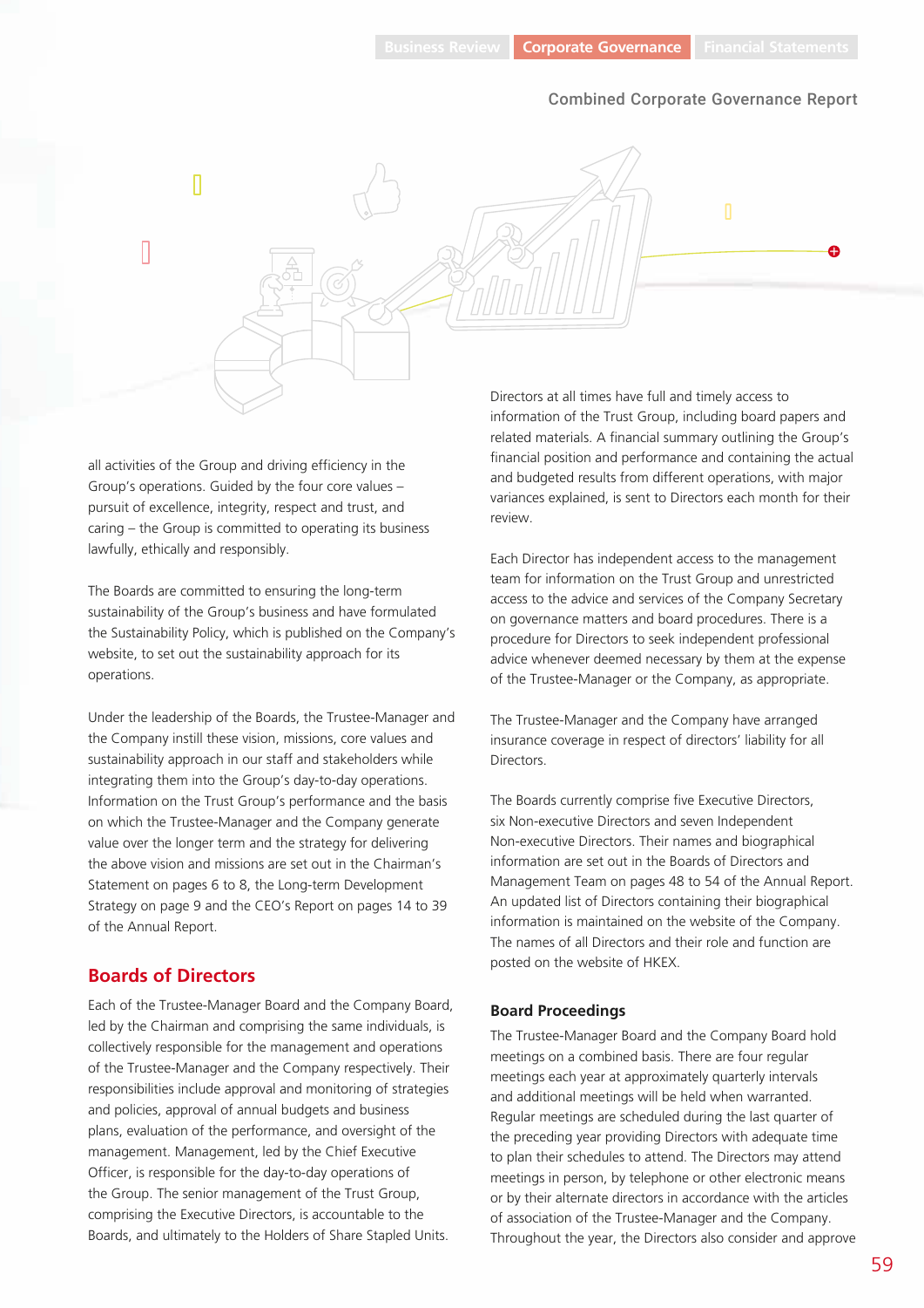all activities of the Group and driving efficiency in the Group's operations. Guided by the four core values – pursuit of excellence, integrity, respect and trust, and caring – the Group is committed to operating its business lawfully, ethically and responsibly.

The Boards are committed to ensuring the long-term sustainability of the Group's business and have formulated the Sustainability Policy, which is published on the Company's website, to set out the sustainability approach for its operations.

Under the leadership of the Boards, the Trustee-Manager and the Company instill these vision, missions, core values and sustainability approach in our staff and stakeholders while integrating them into the Group's day-to-day operations. Information on the Trust Group's performance and the basis on which the Trustee-Manager and the Company generate value over the longer term and the strategy for delivering the above vision and missions are set out in the Chairman's Statement on pages 6 to 8, the Long-term Development Strategy on page 9 and the CEO's Report on pages 14 to 39 of the Annual Report.

## Boards of Directors

Each of the Trustee-Manager Board and the Company Board, led by the Chairman and comprising the same individuals, is collectively responsible for the management and operations of the Trustee-Manager and the Company respectively. Their responsibilities include approval and monitoring of strategies and policies, approval of annual budgets and business plans, evaluation of the performance, and oversight of the management. Management, led by the Chief Executive Officer, is responsible for the day-to-day operations of the Group. The senior management of the Trust Group, comprising the Executive Directors, is accountable to the Boards, and ultimately to the Holders of Share Stapled Units.

Directors at all times have full and timely access to information of the Trust Group, including board papers and related materials. A financial summary outlining the Group's financial position and performance and containing the actual and budgeted results from different operations, with major variances explained, is sent to Directors each month for their review.

Each Director has independent access to the management team for information on the Trust Group and unrestricted access to the advice and services of the Company Secretary on governance matters and board procedures. There is a procedure for Directors to seek independent professional advice whenever deemed necessary by them at the expense of the Trustee-Manager or the Company, as appropriate.

The Trustee-Manager and the Company have arranged insurance coverage in respect of directors' liability for all Directors.

The Boards currently comprise five Executive Directors, six Non-executive Directors and seven Independent Non-executive Directors. Their names and biographical information are set out in the Boards of Directors and Management Team on pages 48 to 54 of the Annual Report. An updated list of Directors containing their biographical information is maintained on the website of the Company. The names of all Directors and their role and function are posted on the website of HKEX.

### Board Proceedings

The Trustee-Manager Board and the Company Board hold meetings on a combined basis. There are four regular meetings each year at approximately quarterly intervals and additional meetings will be held when warranted. Regular meetings are scheduled during the last quarter of the preceding year providing Directors with adequate time to plan their schedules to attend. The Directors may attend meetings in person, by telephone or other electronic means or by their alternate directors in accordance with the articles of association of the Trustee-Manager and the Company. Throughout the year, the Directors also consider and approve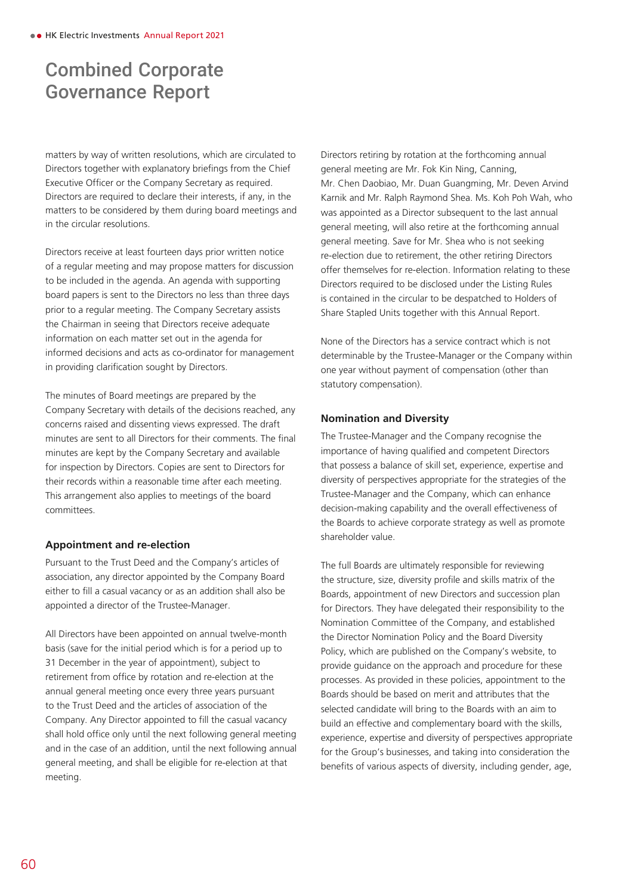# Combined Corporate Governance Report

matters by way of written resolutions, which are circulated to Directors together with explanatory briefings from the Chief Executive Officer or the Company Secretary as required. Directors are required to declare their interests, if any, in the matters to be considered by them during board meetings and in the circular resolutions.

Directors receive at least fourteen days prior written notice of a regular meeting and may propose matters for discussion to be included in the agenda. An agenda with supporting board papers is sent to the Directors no less than three days prior to a regular meeting. The Company Secretary assists the Chairman in seeing that Directors receive adequate information on each matter set out in the agenda for informed decisions and acts as co-ordinator for management in providing clarification sought by Directors.

The minutes of Board meetings are prepared by the Company Secretary with details of the decisions reached, any concerns raised and dissenting views expressed. The draft minutes are sent to all Directors for their comments. The final minutes are kept by the Company Secretary and available for inspection by Directors. Copies are sent to Directors for their records within a reasonable time after each meeting. This arrangement also applies to meetings of the board committees.

### Appointment and re-election

Pursuant to the Trust Deed and the Company's articles of association, any director appointed by the Company Board either to fill a casual vacancy or as an addition shall also be appointed a director of the Trustee-Manager.

All Directors have been appointed on annual twelve-month basis (save for the initial period which is for a period up to 31 December in the year of appointment), subject to retirement from office by rotation and re-election at the annual general meeting once every three years pursuant to the Trust Deed and the articles of association of the Company. Any Director appointed to fill the casual vacancy shall hold office only until the next following general meeting and in the case of an addition, until the next following annual general meeting, and shall be eligible for re-election at that meeting.

Directors retiring by rotation at the forthcoming annual general meeting are Mr. Fok Kin Ning, Canning, Mr. Chen Daobiao, Mr. Duan Guangming, Mr. Deven Arvind Karnik and Mr. Ralph Raymond Shea. Ms. Koh Poh Wah, who was appointed as a Director subsequent to the last annual general meeting, will also retire at the forthcoming annual general meeting. Save for Mr. Shea who is not seeking re-election due to retirement, the other retiring Directors offer themselves for re-election. Information relating to these Directors required to be disclosed under the Listing Rules is contained in the circular to be despatched to Holders of Share Stapled Units together with this Annual Report.

None of the Directors has a service contract which is not determinable by the Trustee-Manager or the Company within one year without payment of compensation (other than statutory compensation).

### Nomination and Diversity

The Trustee-Manager and the Company recognise the importance of having qualified and competent Directors that possess a balance of skill set, experience, expertise and diversity of perspectives appropriate for the strategies of the Trustee-Manager and the Company, which can enhance decision-making capability and the overall effectiveness of the Boards to achieve corporate strategy as well as promote shareholder value.

The full Boards are ultimately responsible for reviewing the structure, size, diversity profile and skills matrix of the Boards, appointment of new Directors and succession plan for Directors. They have delegated their responsibility to the Nomination Committee of the Company, and established the Director Nomination Policy and the Board Diversity Policy, which are published on the Company's website, to provide guidance on the approach and procedure for these processes. As provided in these policies, appointment to the Boards should be based on merit and attributes that the selected candidate will bring to the Boards with an aim to build an effective and complementary board with the skills, experience, expertise and diversity of perspectives appropriate for the Group's businesses, and taking into consideration the benefits of various aspects of diversity, including gender, age,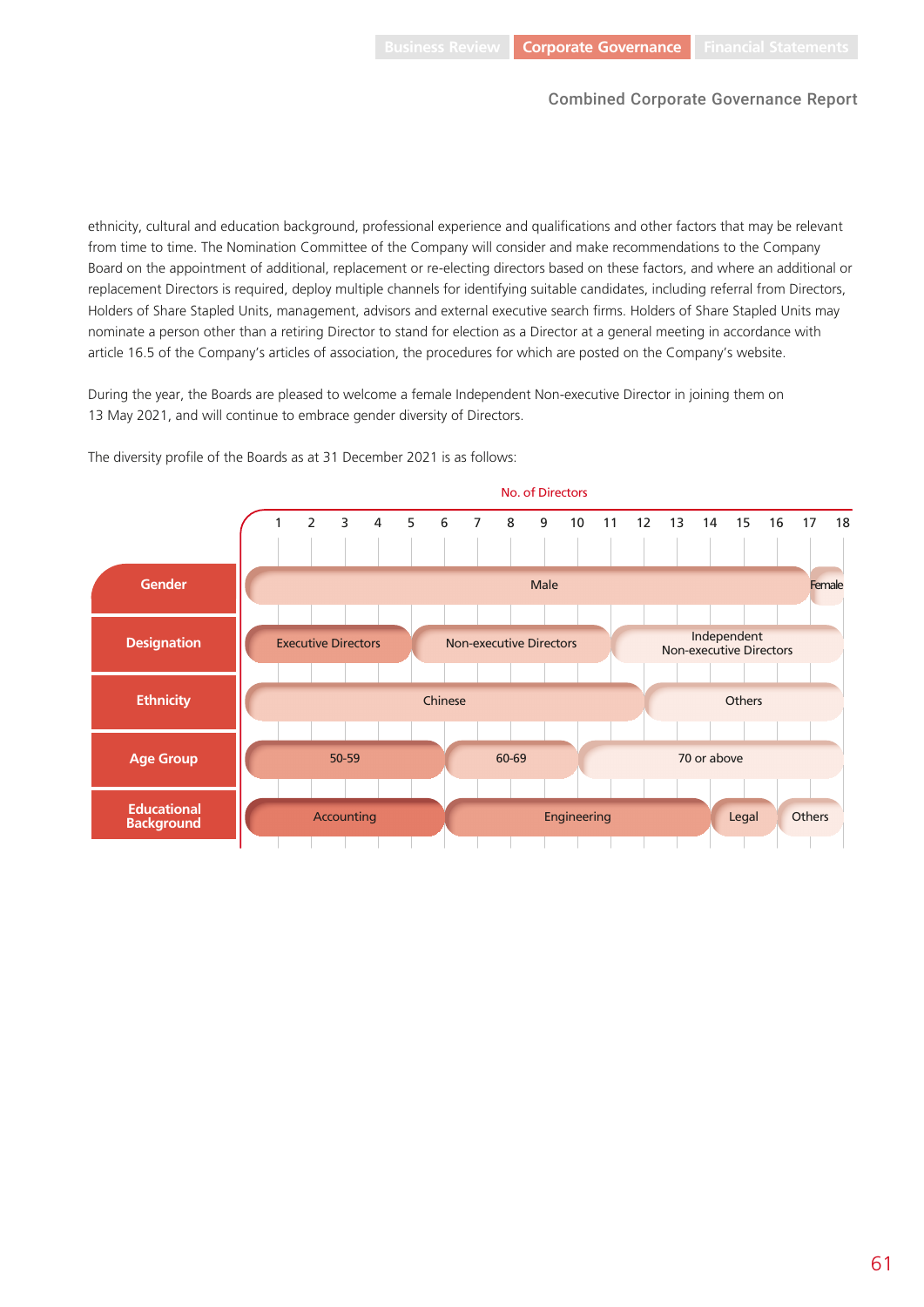ethnicity, cultural and education background, professional experience and qualifications and other factors that may be relevant from time to time. The Nomination Committee of the Company will consider and make recommendations to the Company Board on the appointment of additional, replacement or re-electing directors based on these factors, and where an additional or replacement Directors is required, deploy multiple channels for identifying suitable candidates, including referral from Directors, Holders of Share Stapled Units, management, advisors and external executive search firms. Holders of Share Stapled Units may nominate a person other than a retiring Director to stand for election as a Director at a general meeting in accordance with article 16.5 of the Company's articles of association, the procedures for which are posted on the Company's website.

During the year, the Boards are pleased to welcome a female Independent Non-executive Director in joining them on 13 May 2021, and will continue to embrace gender diversity of Directors.

The diversity profile of the Boards as at 31 December 2021 is as follows:

No. of Directors

| | Category | No. of Directors |
|---|---|---|
| **Gender** | Male | 17 |
| | Female | 1 |
| **Designation** | Executive Directors | 5 |
| | Non-executive Directors | 6 |
| | Independent Non-executive Directors | 7 |
| **Ethnicity** | Chinese | 12 |
| | Others | 6 |
| **Age Group** | 50-59 | 6 |
| | 60-69 | 4 |
| | 70 or above | 8 |
| **Educational Background** | Accounting | 6 |
| | Engineering | 8 |
| | Legal | 2 |
| | Others | 2 |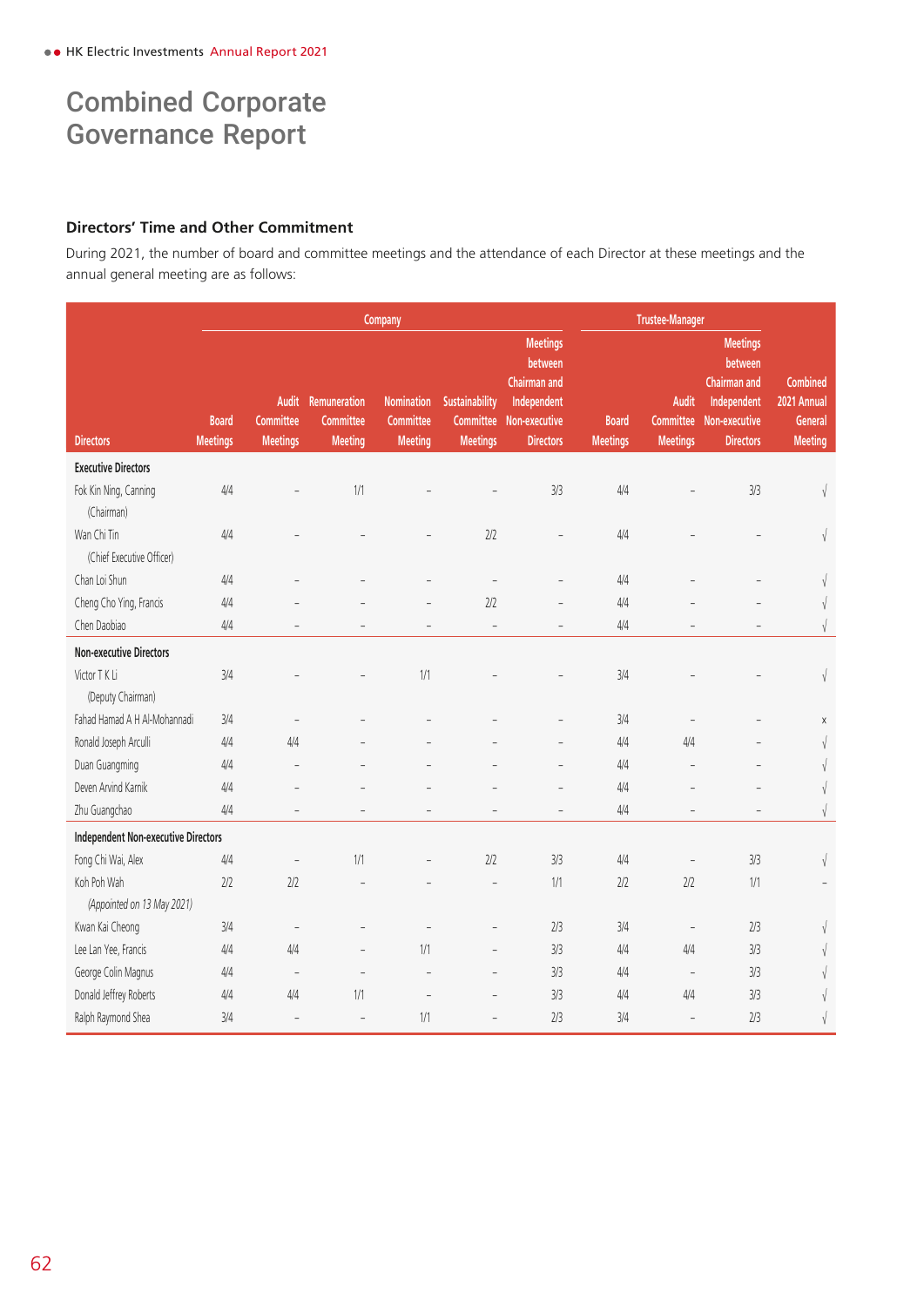# Combined Corporate Governance Report

### Directors' Time and Other Commitment

During 2021, the number of board and committee meetings and the attendance of each Director at these meetings and the annual general meeting are as follows:

| | Company | | | | | | Trustee-Manager | | | |
|---|---|---|---|---|---|---|---|---|---|---|
| Directors | Board Meetings | Audit Committee Meetings | Remuneration Committee Meeting | Nomination Committee Meeting | Sustainability Committee Meetings | Meetings between Chairman and Independent Non-executive Directors | Board Meetings | Audit Committee Meetings | Meetings between Chairman and Independent Non-executive Directors | Combined 2021 Annual General Meeting |
| **Executive Directors** | | | | | | | | | | |
| Fok Kin Ning, Canning (Chairman) | 4/4 | – | 1/1 | – | – | 3/3 | 4/4 | – | 3/3 | √ |
| Wan Chi Tin (Chief Executive Officer) | 4/4 | – | – | – | 2/2 | – | 4/4 | – | – | √ |
| Chan Loi Shun | 4/4 | – | – | – | – | – | 4/4 | – | – | √ |
| Cheng Cho Ying, Francis | 4/4 | – | – | – | 2/2 | – | 4/4 | – | – | √ |
| Chen Daobiao | 4/4 | – | – | – | – | – | 4/4 | – | – | √ |
| **Non-executive Directors** | | | | | | | | | | |
| Victor T K Li (Deputy Chairman) | 3/4 | – | – | 1/1 | – | – | 3/4 | – | – | √ |
| Fahad Hamad A H Al-Mohannadi | 3/4 | – | – | – | – | – | 3/4 | – | – | x |
| Ronald Joseph Arculli | 4/4 | 4/4 | – | – | – | – | 4/4 | 4/4 | – | √ |
| Duan Guangming | 4/4 | – | – | – | – | – | 4/4 | – | – | √ |
| Deven Arvind Karnik | 4/4 | – | – | – | – | – | 4/4 | – | – | √ |
| Zhu Guangchao | 4/4 | – | – | – | – | – | 4/4 | – | – | √ |
| **Independent Non-executive Directors** | | | | | | | | | | |
| Fong Chi Wai, Alex | 4/4 | – | 1/1 | – | 2/2 | 3/3 | 4/4 | – | 3/3 | √ |
| Koh Poh Wah *(Appointed on 13 May 2021)* | 2/2 | 2/2 | – | – | – | 1/1 | 2/2 | 2/2 | 1/1 | – |
| Kwan Kai Cheong | 3/4 | – | – | – | – | 2/3 | 3/4 | – | 2/3 | √ |
| Lee Lan Yee, Francis | 4/4 | 4/4 | – | 1/1 | – | 3/3 | 4/4 | 4/4 | 3/3 | √ |
| George Colin Magnus | 4/4 | – | – | – | – | 3/3 | 4/4 | – | 3/3 | √ |
| Donald Jeffrey Roberts | 4/4 | 4/4 | 1/1 | – | – | 3/3 | 4/4 | 4/4 | 3/3 | √ |
| Ralph Raymond Shea | 3/4 | – | – | 1/1 | – | 2/3 | 3/4 | – | 2/3 | √ |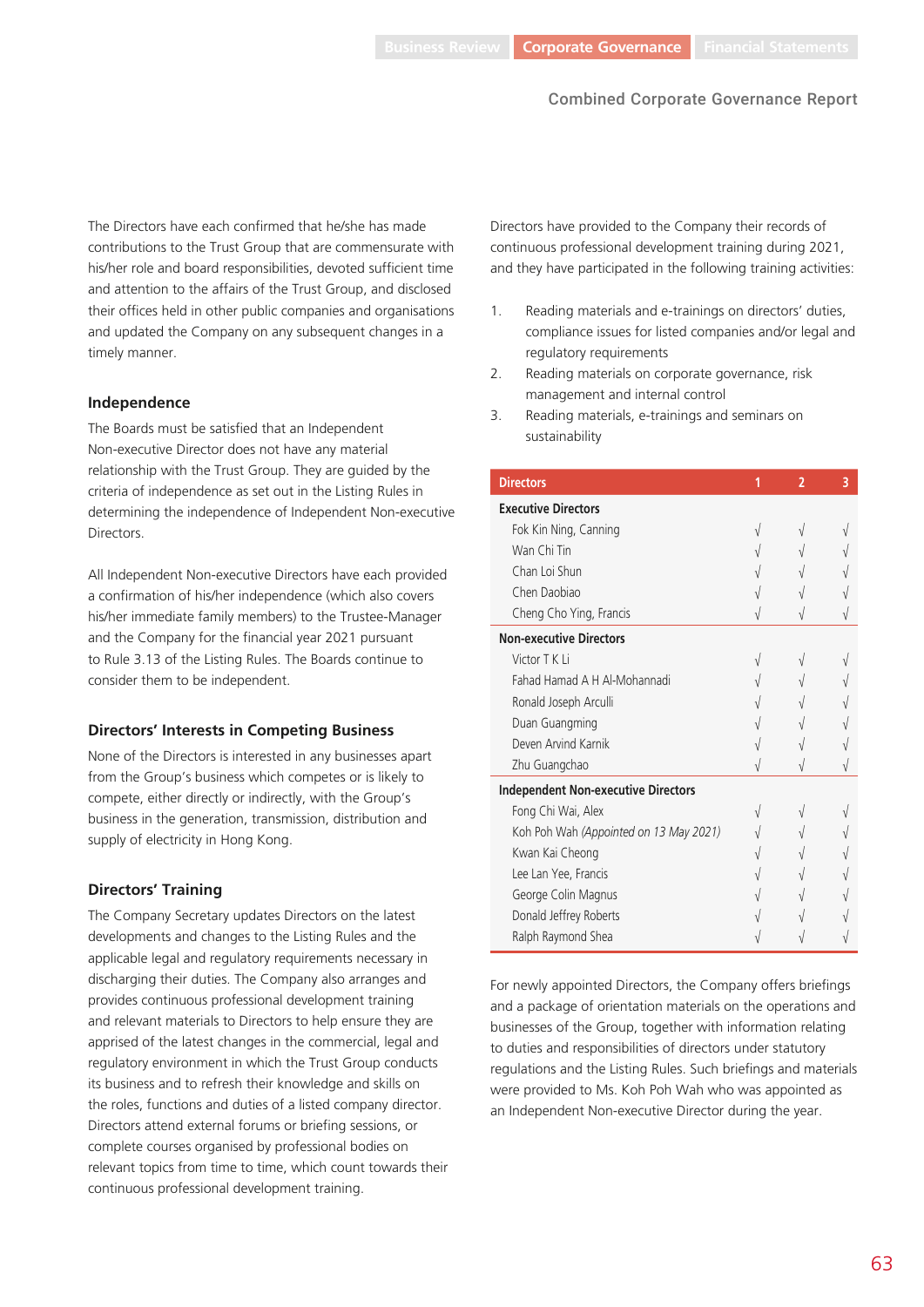The Directors have each confirmed that he/she has made contributions to the Trust Group that are commensurate with his/her role and board responsibilities, devoted sufficient time and attention to the affairs of the Trust Group, and disclosed their offices held in other public companies and organisations and updated the Company on any subsequent changes in a timely manner.

### Independence

The Boards must be satisfied that an Independent Non-executive Director does not have any material relationship with the Trust Group. They are guided by the criteria of independence as set out in the Listing Rules in determining the independence of Independent Non-executive Directors.

All Independent Non-executive Directors have each provided a confirmation of his/her independence (which also covers his/her immediate family members) to the Trustee-Manager and the Company for the financial year 2021 pursuant to Rule 3.13 of the Listing Rules. The Boards continue to consider them to be independent.

### Directors' Interests in Competing Business

None of the Directors is interested in any businesses apart from the Group's business which competes or is likely to compete, either directly or indirectly, with the Group's business in the generation, transmission, distribution and supply of electricity in Hong Kong.

### Directors' Training

The Company Secretary updates Directors on the latest developments and changes to the Listing Rules and the applicable legal and regulatory requirements necessary in discharging their duties. The Company also arranges and provides continuous professional development training and relevant materials to Directors to help ensure they are apprised of the latest changes in the commercial, legal and regulatory environment in which the Trust Group conducts its business and to refresh their knowledge and skills on the roles, functions and duties of a listed company director. Directors attend external forums or briefing sessions, or complete courses organised by professional bodies on relevant topics from time to time, which count towards their continuous professional development training.

Directors have provided to the Company their records of continuous professional development training during 2021, and they have participated in the following training activities:

1. Reading materials and e-trainings on directors' duties, compliance issues for listed companies and/or legal and regulatory requirements
2. Reading materials on corporate governance, risk management and internal control
3. Reading materials, e-trainings and seminars on sustainability

| Directors | 1 | 2 | 3 |
|---|---|---|---|
| **Executive Directors** | | | |
| Fok Kin Ning, Canning | √ | √ | √ |
| Wan Chi Tin | √ | √ | √ |
| Chan Loi Shun | √ | √ | √ |
| Chen Daobiao | √ | √ | √ |
| Cheng Cho Ying, Francis | √ | √ | √ |
| **Non-executive Directors** | | | |
| Victor T K Li | √ | √ | √ |
| Fahad Hamad A H Al-Mohannadi | √ | √ | √ |
| Ronald Joseph Arculli | √ | √ | √ |
| Duan Guangming | √ | √ | √ |
| Deven Arvind Karnik | √ | √ | √ |
| Zhu Guangchao | √ | √ | √ |
| **Independent Non-executive Directors** | | | |
| Fong Chi Wai, Alex | √ | √ | √ |
| Koh Poh Wah *(Appointed on 13 May 2021)* | √ | √ | √ |
| Kwan Kai Cheong | √ | √ | √ |
| Lee Lan Yee, Francis | √ | √ | √ |
| George Colin Magnus | √ | √ | √ |
| Donald Jeffrey Roberts | √ | √ | √ |
| Ralph Raymond Shea | √ | √ | √ |

For newly appointed Directors, the Company offers briefings and a package of orientation materials on the operations and businesses of the Group, together with information relating to duties and responsibilities of directors under statutory regulations and the Listing Rules. Such briefings and materials were provided to Ms. Koh Poh Wah who was appointed as an Independent Non-executive Director during the year.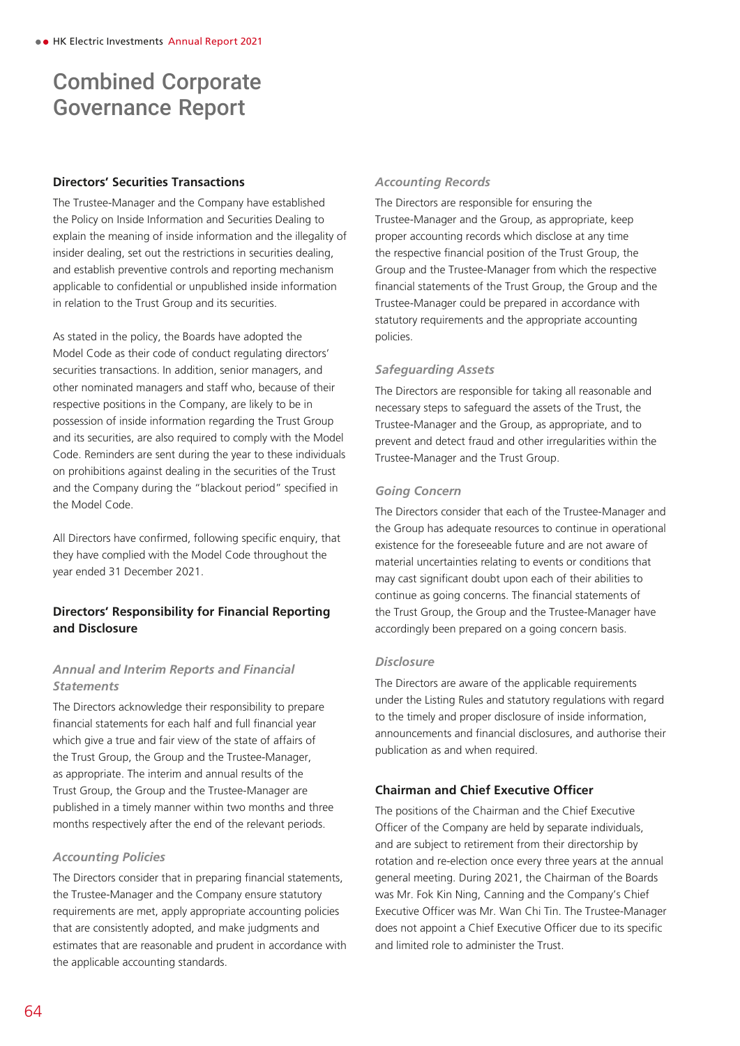# Combined Corporate Governance Report

### Directors' Securities Transactions

The Trustee-Manager and the Company have established the Policy on Inside Information and Securities Dealing to explain the meaning of inside information and the illegality of insider dealing, set out the restrictions in securities dealing, and establish preventive controls and reporting mechanism applicable to confidential or unpublished inside information in relation to the Trust Group and its securities.

As stated in the policy, the Boards have adopted the Model Code as their code of conduct regulating directors' securities transactions. In addition, senior managers, and other nominated managers and staff who, because of their respective positions in the Company, are likely to be in possession of inside information regarding the Trust Group and its securities, are also required to comply with the Model Code. Reminders are sent during the year to these individuals on prohibitions against dealing in the securities of the Trust and the Company during the "blackout period" specified in the Model Code.

All Directors have confirmed, following specific enquiry, that they have complied with the Model Code throughout the year ended 31 December 2021.

### Directors' Responsibility for Financial Reporting and Disclosure

#### *Annual and Interim Reports and Financial Statements*

The Directors acknowledge their responsibility to prepare financial statements for each half and full financial year which give a true and fair view of the state of affairs of the Trust Group, the Group and the Trustee-Manager, as appropriate. The interim and annual results of the Trust Group, the Group and the Trustee-Manager are published in a timely manner within two months and three months respectively after the end of the relevant periods.

#### *Accounting Policies*

The Directors consider that in preparing financial statements, the Trustee-Manager and the Company ensure statutory requirements are met, apply appropriate accounting policies that are consistently adopted, and make judgments and estimates that are reasonable and prudent in accordance with the applicable accounting standards.

#### *Accounting Records*

The Directors are responsible for ensuring the Trustee-Manager and the Group, as appropriate, keep proper accounting records which disclose at any time the respective financial position of the Trust Group, the Group and the Trustee-Manager from which the respective financial statements of the Trust Group, the Group and the Trustee-Manager could be prepared in accordance with statutory requirements and the appropriate accounting policies.

#### *Safeguarding Assets*

The Directors are responsible for taking all reasonable and necessary steps to safeguard the assets of the Trust, the Trustee-Manager and the Group, as appropriate, and to prevent and detect fraud and other irregularities within the Trustee-Manager and the Trust Group.

#### *Going Concern*

The Directors consider that each of the Trustee-Manager and the Group has adequate resources to continue in operational existence for the foreseeable future and are not aware of material uncertainties relating to events or conditions that may cast significant doubt upon each of their abilities to continue as going concerns. The financial statements of the Trust Group, the Group and the Trustee-Manager have accordingly been prepared on a going concern basis.

#### *Disclosure*

The Directors are aware of the applicable requirements under the Listing Rules and statutory regulations with regard to the timely and proper disclosure of inside information, announcements and financial disclosures, and authorise their publication as and when required.

### Chairman and Chief Executive Officer

The positions of the Chairman and the Chief Executive Officer of the Company are held by separate individuals, and are subject to retirement from their directorship by rotation and re-election once every three years at the annual general meeting. During 2021, the Chairman of the Boards was Mr. Fok Kin Ning, Canning and the Company's Chief Executive Officer was Mr. Wan Chi Tin. The Trustee-Manager does not appoint a Chief Executive Officer due to its specific and limited role to administer the Trust.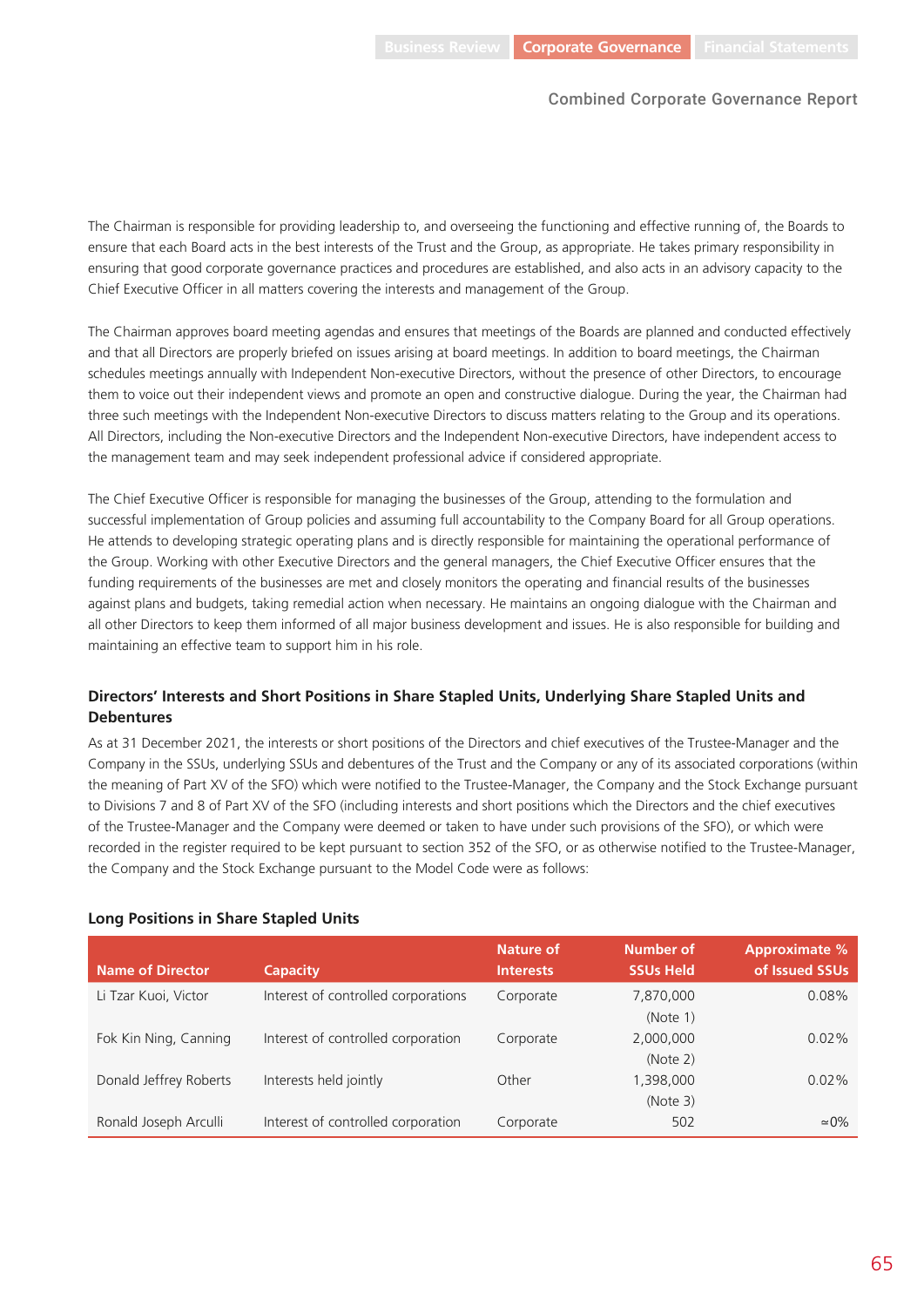The Chairman is responsible for providing leadership to, and overseeing the functioning and effective running of, the Boards to ensure that each Board acts in the best interests of the Trust and the Group, as appropriate. He takes primary responsibility in ensuring that good corporate governance practices and procedures are established, and also acts in an advisory capacity to the Chief Executive Officer in all matters covering the interests and management of the Group.

The Chairman approves board meeting agendas and ensures that meetings of the Boards are planned and conducted effectively and that all Directors are properly briefed on issues arising at board meetings. In addition to board meetings, the Chairman schedules meetings annually with Independent Non-executive Directors, without the presence of other Directors, to encourage them to voice out their independent views and promote an open and constructive dialogue. During the year, the Chairman had three such meetings with the Independent Non-executive Directors to discuss matters relating to the Group and its operations. All Directors, including the Non-executive Directors and the Independent Non-executive Directors, have independent access to the management team and may seek independent professional advice if considered appropriate.

The Chief Executive Officer is responsible for managing the businesses of the Group, attending to the formulation and successful implementation of Group policies and assuming full accountability to the Company Board for all Group operations. He attends to developing strategic operating plans and is directly responsible for maintaining the operational performance of the Group. Working with other Executive Directors and the general managers, the Chief Executive Officer ensures that the funding requirements of the businesses are met and closely monitors the operating and financial results of the businesses against plans and budgets, taking remedial action when necessary. He maintains an ongoing dialogue with the Chairman and all other Directors to keep them informed of all major business development and issues. He is also responsible for building and maintaining an effective team to support him in his role.

### Directors' Interests and Short Positions in Share Stapled Units, Underlying Share Stapled Units and Debentures

As at 31 December 2021, the interests or short positions of the Directors and chief executives of the Trustee-Manager and the Company in the SSUs, underlying SSUs and debentures of the Trust and the Company or any of its associated corporations (within the meaning of Part XV of the SFO) which were notified to the Trustee-Manager, the Company and the Stock Exchange pursuant to Divisions 7 and 8 of Part XV of the SFO (including interests and short positions which the Directors and the chief executives of the Trustee-Manager and the Company were deemed or taken to have under such provisions of the SFO), or which were recorded in the register required to be kept pursuant to section 352 of the SFO, or as otherwise notified to the Trustee-Manager, the Company and the Stock Exchange pursuant to the Model Code were as follows:

#### Long Positions in Share Stapled Units

| Name of Director | Capacity | Nature of Interests | Number of SSUs Held | Approximate % of Issued SSUs |
|---|---|---|---|---|
| Li Tzar Kuoi, Victor | Interest of controlled corporations | Corporate | 7,870,000 (Note 1) | 0.08% |
| Fok Kin Ning, Canning | Interest of controlled corporation | Corporate | 2,000,000 (Note 2) | 0.02% |
| Donald Jeffrey Roberts | Interests held jointly | Other | 1,398,000 (Note 3) | 0.02% |
| Ronald Joseph Arculli | Interest of controlled corporation | Corporate | 502 | ≃0% |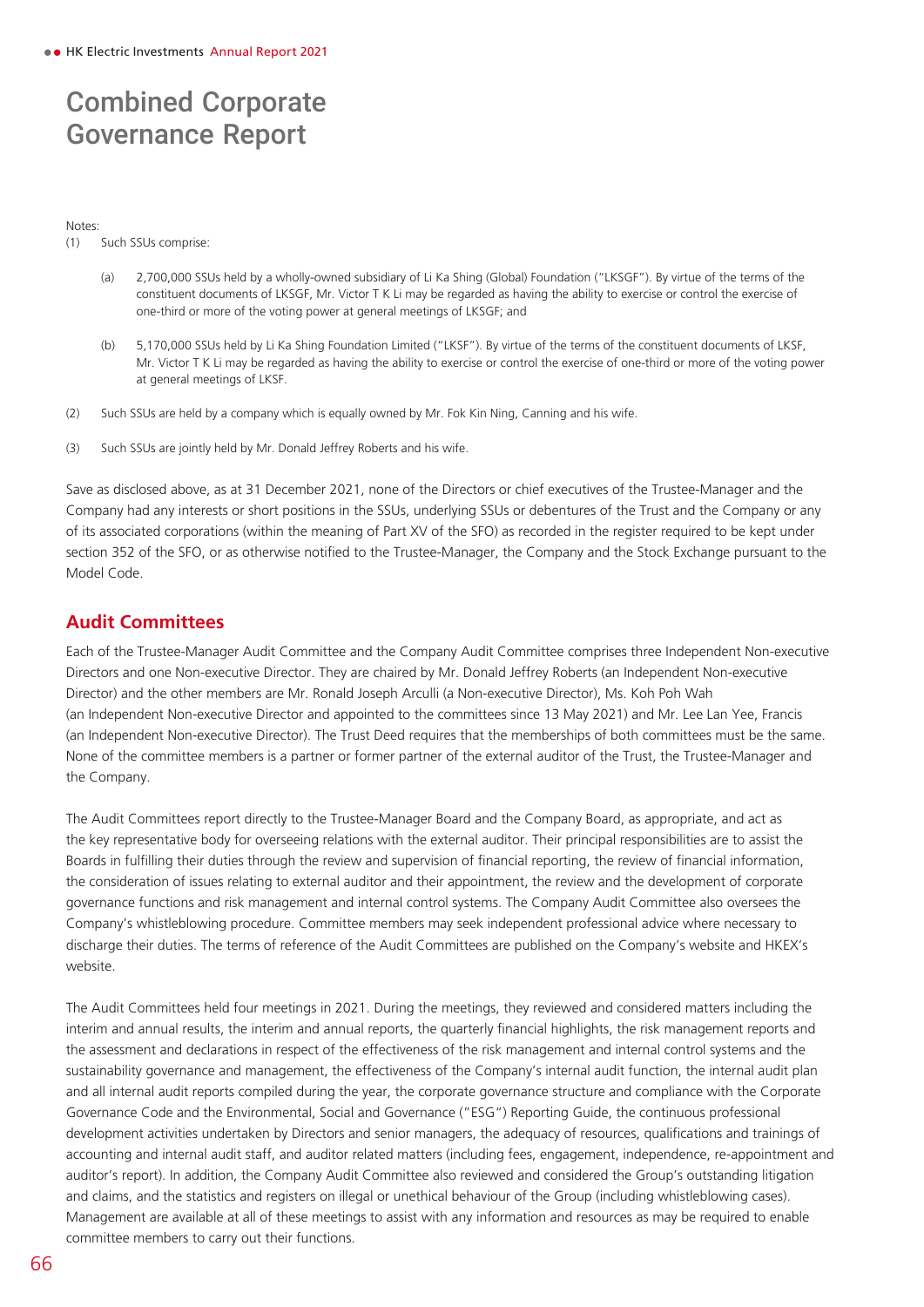# Combined Corporate Governance Report

Notes:

(1) Such SSUs comprise:

  (a) 2,700,000 SSUs held by a wholly-owned subsidiary of Li Ka Shing (Global) Foundation ("LKSGF"). By virtue of the terms of the constituent documents of LKSGF, Mr. Victor T K Li may be regarded as having the ability to exercise or control the exercise of one-third or more of the voting power at general meetings of LKSGF; and

  (b) 5,170,000 SSUs held by Li Ka Shing Foundation Limited ("LKSF"). By virtue of the terms of the constituent documents of LKSF, Mr. Victor T K Li may be regarded as having the ability to exercise or control the exercise of one-third or more of the voting power at general meetings of LKSF.

(2) Such SSUs are held by a company which is equally owned by Mr. Fok Kin Ning, Canning and his wife.

(3) Such SSUs are jointly held by Mr. Donald Jeffrey Roberts and his wife.

Save as disclosed above, as at 31 December 2021, none of the Directors or chief executives of the Trustee-Manager and the Company had any interests or short positions in the SSUs, underlying SSUs or debentures of the Trust and the Company or any of its associated corporations (within the meaning of Part XV of the SFO) as recorded in the register required to be kept under section 352 of the SFO, or as otherwise notified to the Trustee-Manager, the Company and the Stock Exchange pursuant to the Model Code.

## Audit Committees

Each of the Trustee-Manager Audit Committee and the Company Audit Committee comprises three Independent Non-executive Directors and one Non-executive Director. They are chaired by Mr. Donald Jeffrey Roberts (an Independent Non-executive Director) and the other members are Mr. Ronald Joseph Arculli (a Non-executive Director), Ms. Koh Poh Wah (an Independent Non-executive Director and appointed to the committees since 13 May 2021) and Mr. Lee Lan Yee, Francis (an Independent Non-executive Director). The Trust Deed requires that the memberships of both committees must be the same. None of the committee members is a partner or former partner of the external auditor of the Trust, the Trustee-Manager and the Company.

The Audit Committees report directly to the Trustee-Manager Board and the Company Board, as appropriate, and act as the key representative body for overseeing relations with the external auditor. Their principal responsibilities are to assist the Boards in fulfilling their duties through the review and supervision of financial reporting, the review of financial information, the consideration of issues relating to external auditor and their appointment, the review and the development of corporate governance functions and risk management and internal control systems. The Company Audit Committee also oversees the Company's whistleblowing procedure. Committee members may seek independent professional advice where necessary to discharge their duties. The terms of reference of the Audit Committees are published on the Company's website and HKEX's website.

The Audit Committees held four meetings in 2021. During the meetings, they reviewed and considered matters including the interim and annual results, the interim and annual reports, the quarterly financial highlights, the risk management reports and the assessment and declarations in respect of the effectiveness of the risk management and internal control systems and the sustainability governance and management, the effectiveness of the Company's internal audit function, the internal audit plan and all internal audit reports compiled during the year, the corporate governance structure and compliance with the Corporate Governance Code and the Environmental, Social and Governance ("ESG") Reporting Guide, the continuous professional development activities undertaken by Directors and senior managers, the adequacy of resources, qualifications and trainings of accounting and internal audit staff, and auditor related matters (including fees, engagement, independence, re-appointment and auditor's report). In addition, the Company Audit Committee also reviewed and considered the Group's outstanding litigation and claims, and the statistics and registers on illegal or unethical behaviour of the Group (including whistleblowing cases). Management are available at all of these meetings to assist with any information and resources as may be required to enable committee members to carry out their functions.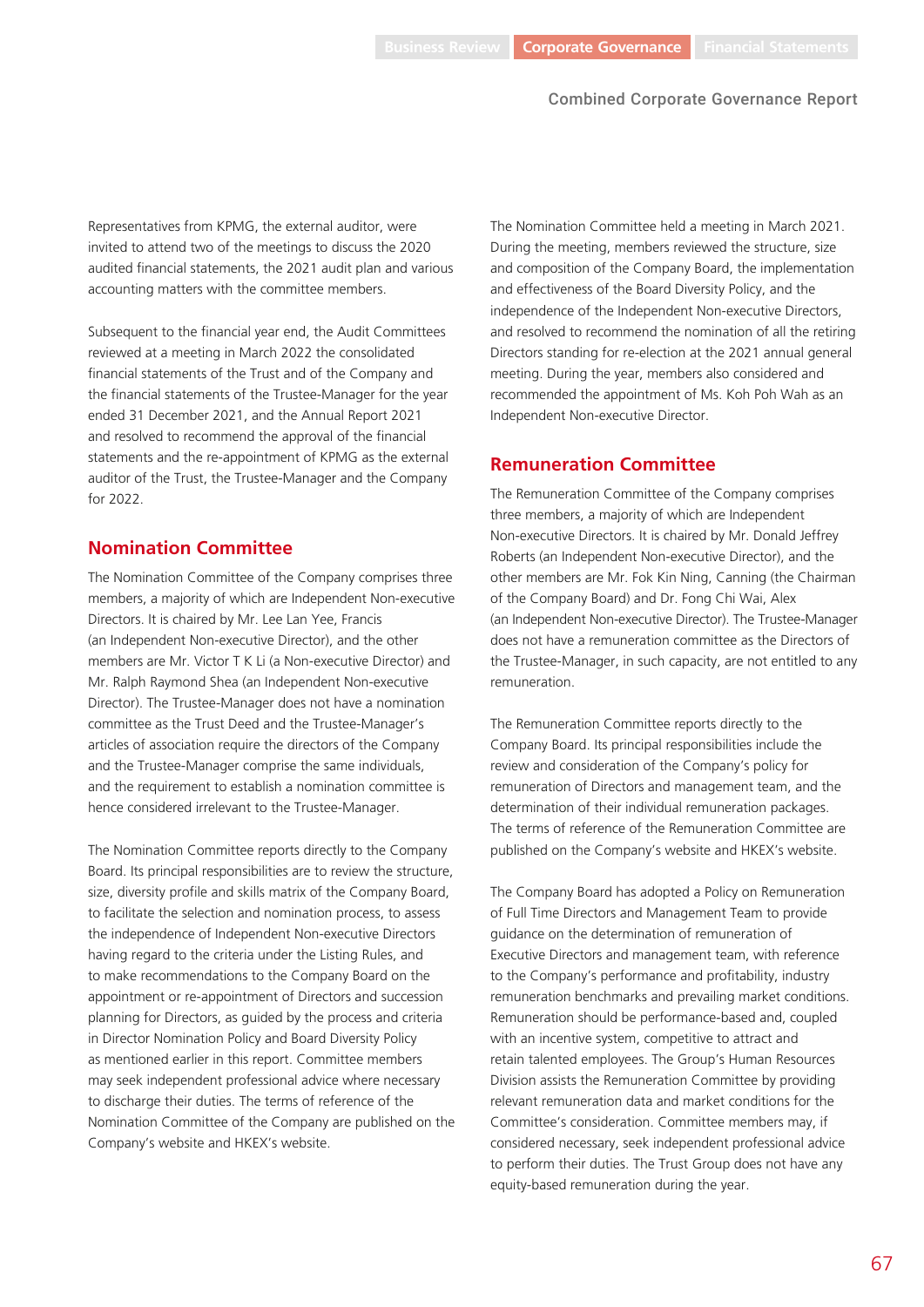Representatives from KPMG, the external auditor, were invited to attend two of the meetings to discuss the 2020 audited financial statements, the 2021 audit plan and various accounting matters with the committee members.

Subsequent to the financial year end, the Audit Committees reviewed at a meeting in March 2022 the consolidated financial statements of the Trust and of the Company and the financial statements of the Trustee-Manager for the year ended 31 December 2021, and the Annual Report 2021 and resolved to recommend the approval of the financial statements and the re-appointment of KPMG as the external auditor of the Trust, the Trustee-Manager and the Company for 2022.

## Nomination Committee

The Nomination Committee of the Company comprises three members, a majority of which are Independent Non-executive Directors. It is chaired by Mr. Lee Lan Yee, Francis (an Independent Non-executive Director), and the other members are Mr. Victor T K Li (a Non-executive Director) and Mr. Ralph Raymond Shea (an Independent Non-executive Director). The Trustee-Manager does not have a nomination committee as the Trust Deed and the Trustee-Manager's articles of association require the directors of the Company and the Trustee-Manager comprise the same individuals, and the requirement to establish a nomination committee is hence considered irrelevant to the Trustee-Manager.

The Nomination Committee reports directly to the Company Board. Its principal responsibilities are to review the structure, size, diversity profile and skills matrix of the Company Board, to facilitate the selection and nomination process, to assess the independence of Independent Non-executive Directors having regard to the criteria under the Listing Rules, and to make recommendations to the Company Board on the appointment or re-appointment of Directors and succession planning for Directors, as guided by the process and criteria in Director Nomination Policy and Board Diversity Policy as mentioned earlier in this report. Committee members may seek independent professional advice where necessary to discharge their duties. The terms of reference of the Nomination Committee of the Company are published on the Company's website and HKEX's website.

The Nomination Committee held a meeting in March 2021. During the meeting, members reviewed the structure, size and composition of the Company Board, the implementation and effectiveness of the Board Diversity Policy, and the independence of the Independent Non-executive Directors, and resolved to recommend the nomination of all the retiring Directors standing for re-election at the 2021 annual general meeting. During the year, members also considered and recommended the appointment of Ms. Koh Poh Wah as an Independent Non-executive Director.

## Remuneration Committee

The Remuneration Committee of the Company comprises three members, a majority of which are Independent Non-executive Directors. It is chaired by Mr. Donald Jeffrey Roberts (an Independent Non-executive Director), and the other members are Mr. Fok Kin Ning, Canning (the Chairman of the Company Board) and Dr. Fong Chi Wai, Alex (an Independent Non-executive Director). The Trustee-Manager does not have a remuneration committee as the Directors of the Trustee-Manager, in such capacity, are not entitled to any remuneration.

The Remuneration Committee reports directly to the Company Board. Its principal responsibilities include the review and consideration of the Company's policy for remuneration of Directors and management team, and the determination of their individual remuneration packages. The terms of reference of the Remuneration Committee are published on the Company's website and HKEX's website.

The Company Board has adopted a Policy on Remuneration of Full Time Directors and Management Team to provide guidance on the determination of remuneration of Executive Directors and management team, with reference to the Company's performance and profitability, industry remuneration benchmarks and prevailing market conditions. Remuneration should be performance-based and, coupled with an incentive system, competitive to attract and retain talented employees. The Group's Human Resources Division assists the Remuneration Committee by providing relevant remuneration data and market conditions for the Committee's consideration. Committee members may, if considered necessary, seek independent professional advice to perform their duties. The Trust Group does not have any equity-based remuneration during the year.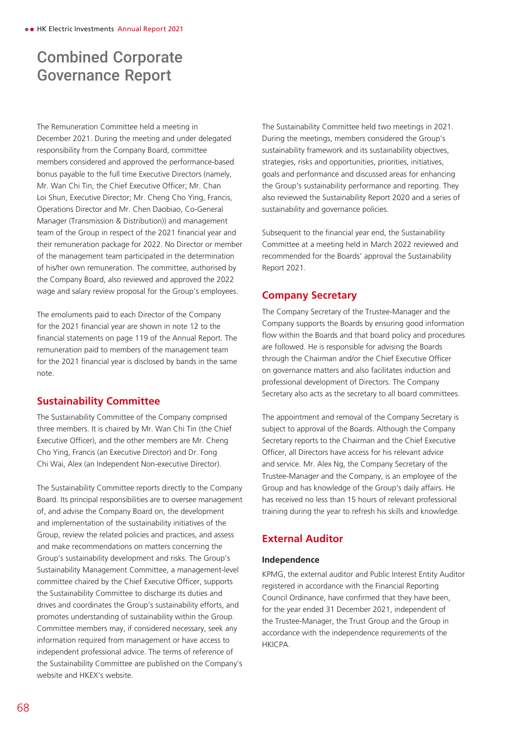The Remuneration Committee held a meeting in December 2021. During the meeting and under delegated responsibility from the Company Board, committee members considered and approved the performance-based bonus payable to the full time Executive Directors (namely, Mr. Wan Chi Tin, the Chief Executive Officer; Mr. Chan Loi Shun, Executive Director; Mr. Cheng Cho Ying, Francis, Operations Director and Mr. Chen Daobiao, Co-General Manager (Transmission & Distribution)) and management team of the Group in respect of the 2021 financial year and their remuneration package for 2022. No Director or member of the management team participated in the determination of his/her own remuneration. The committee, authorised by the Company Board, also reviewed and approved the 2022 wage and salary review proposal for the Group's employees.

The emoluments paid to each Director of the Company for the 2021 financial year are shown in note 12 to the financial statements on page 119 of the Annual Report. The remuneration paid to members of the management team for the 2021 financial year is disclosed by bands in the same note.

## Sustainability Committee

The Sustainability Committee of the Company comprised three members. It is chaired by Mr. Wan Chi Tin (the Chief Executive Officer), and the other members are Mr. Cheng Cho Ying, Francis (an Executive Director) and Dr. Fong Chi Wai, Alex (an Independent Non-executive Director).

The Sustainability Committee reports directly to the Company Board. Its principal responsibilities are to oversee management of, and advise the Company Board on, the development and implementation of the sustainability initiatives of the Group, review the related policies and practices, and assess and make recommendations on matters concerning the Group's sustainability development and risks. The Group's Sustainability Management Committee, a management-level committee chaired by the Chief Executive Officer, supports the Sustainability Committee to discharge its duties and drives and coordinates the Group's sustainability efforts, and promotes understanding of sustainability within the Group. Committee members may, if considered necessary, seek any information required from management or have access to independent professional advice. The terms of reference of the Sustainability Committee are published on the Company's website and HKEX's website.

The Sustainability Committee held two meetings in 2021. During the meetings, members considered the Group's sustainability framework and its sustainability objectives, strategies, risks and opportunities, priorities, initiatives, goals and performance and discussed areas for enhancing the Group's sustainability performance and reporting. They also reviewed the Sustainability Report 2020 and a series of sustainability and governance policies.

Subsequent to the financial year end, the Sustainability Committee at a meeting held in March 2022 reviewed and recommended for the Boards' approval the Sustainability Report 2021.

## Company Secretary

The Company Secretary of the Trustee-Manager and the Company supports the Boards by ensuring good information flow within the Boards and that board policy and procedures are followed. He is responsible for advising the Boards through the Chairman and/or the Chief Executive Officer on governance matters and also facilitates induction and professional development of Directors. The Company Secretary also acts as the secretary to all board committees.

The appointment and removal of the Company Secretary is subject to approval of the Boards. Although the Company Secretary reports to the Chairman and the Chief Executive Officer, all Directors have access for his relevant advice and service. Mr. Alex Ng, the Company Secretary of the Trustee-Manager and the Company, is an employee of the Group and has knowledge of the Group's daily affairs. He has received no less than 15 hours of relevant professional training during the year to refresh his skills and knowledge.

## External Auditor

### Independence

KPMG, the external auditor and Public Interest Entity Auditor registered in accordance with the Financial Reporting Council Ordinance, have confirmed that they have been, for the year ended 31 December 2021, independent of the Trustee-Manager, the Trust Group and the Group in accordance with the independence requirements of the HKICPA.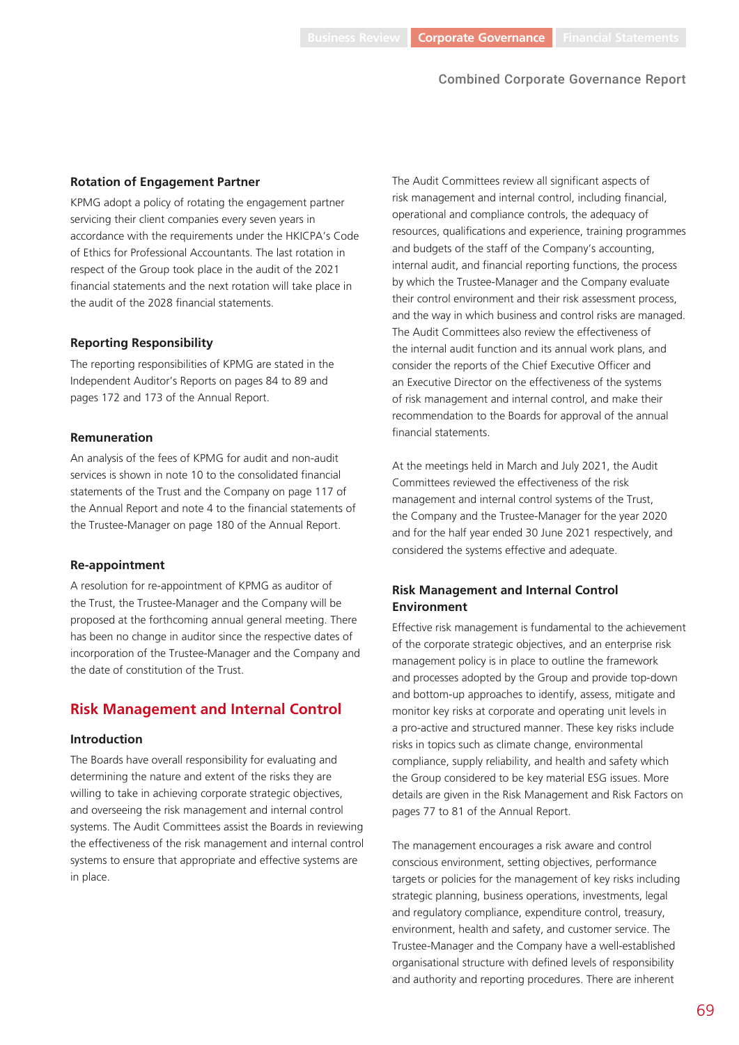#### Rotation of Engagement Partner

KPMG adopt a policy of rotating the engagement partner servicing their client companies every seven years in accordance with the requirements under the HKICPA's Code of Ethics for Professional Accountants. The last rotation in respect of the Group took place in the audit of the 2021 financial statements and the next rotation will take place in the audit of the 2028 financial statements.

#### Reporting Responsibility

The reporting responsibilities of KPMG are stated in the Independent Auditor's Reports on pages 84 to 89 and pages 172 and 173 of the Annual Report.

#### Remuneration

An analysis of the fees of KPMG for audit and non-audit services is shown in note 10 to the consolidated financial statements of the Trust and the Company on page 117 of the Annual Report and note 4 to the financial statements of the Trustee-Manager on page 180 of the Annual Report.

#### Re-appointment

A resolution for re-appointment of KPMG as auditor of the Trust, the Trustee-Manager and the Company will be proposed at the forthcoming annual general meeting. There has been no change in auditor since the respective dates of incorporation of the Trustee-Manager and the Company and the date of constitution of the Trust.

## Risk Management and Internal Control

#### Introduction

The Boards have overall responsibility for evaluating and determining the nature and extent of the risks they are willing to take in achieving corporate strategic objectives, and overseeing the risk management and internal control systems. The Audit Committees assist the Boards in reviewing the effectiveness of the risk management and internal control systems to ensure that appropriate and effective systems are in place.

The Audit Committees review all significant aspects of risk management and internal control, including financial, operational and compliance controls, the adequacy of resources, qualifications and experience, training programmes and budgets of the staff of the Company's accounting, internal audit, and financial reporting functions, the process by which the Trustee-Manager and the Company evaluate their control environment and their risk assessment process, and the way in which business and control risks are managed. The Audit Committees also review the effectiveness of the internal audit function and its annual work plans, and consider the reports of the Chief Executive Officer and an Executive Director on the effectiveness of the systems of risk management and internal control, and make their recommendation to the Boards for approval of the annual financial statements.

At the meetings held in March and July 2021, the Audit Committees reviewed the effectiveness of the risk management and internal control systems of the Trust, the Company and the Trustee-Manager for the year 2020 and for the half year ended 30 June 2021 respectively, and considered the systems effective and adequate.

#### Risk Management and Internal Control Environment

Effective risk management is fundamental to the achievement of the corporate strategic objectives, and an enterprise risk management policy is in place to outline the framework and processes adopted by the Group and provide top-down and bottom-up approaches to identify, assess, mitigate and monitor key risks at corporate and operating unit levels in a pro-active and structured manner. These key risks include risks in topics such as climate change, environmental compliance, supply reliability, and health and safety which the Group considered to be key material ESG issues. More details are given in the Risk Management and Risk Factors on pages 77 to 81 of the Annual Report.

The management encourages a risk aware and control conscious environment, setting objectives, performance targets or policies for the management of key risks including strategic planning, business operations, investments, legal and regulatory compliance, expenditure control, treasury, environment, health and safety, and customer service. The Trustee-Manager and the Company have a well-established organisational structure with defined levels of responsibility and authority and reporting procedures. There are inherent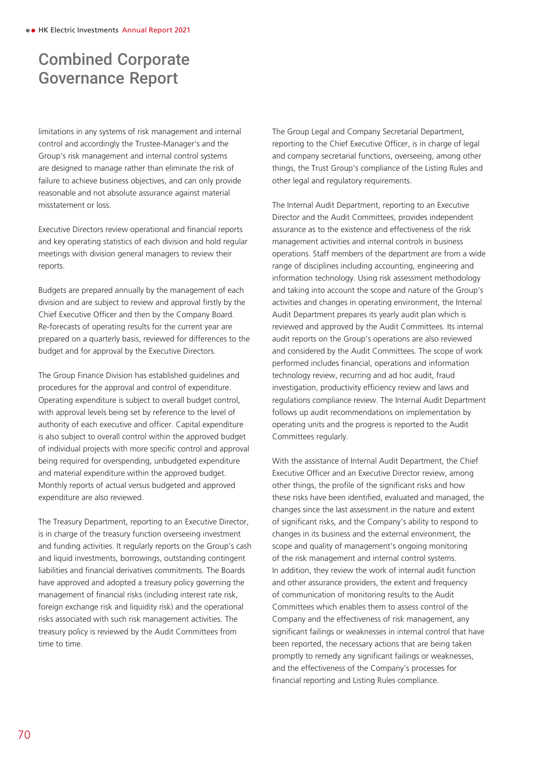# Combined Corporate Governance Report

limitations in any systems of risk management and internal control and accordingly the Trustee-Manager's and the Group's risk management and internal control systems are designed to manage rather than eliminate the risk of failure to achieve business objectives, and can only provide reasonable and not absolute assurance against material misstatement or loss.

Executive Directors review operational and financial reports and key operating statistics of each division and hold regular meetings with division general managers to review their reports.

Budgets are prepared annually by the management of each division and are subject to review and approval firstly by the Chief Executive Officer and then by the Company Board. Re-forecasts of operating results for the current year are prepared on a quarterly basis, reviewed for differences to the budget and for approval by the Executive Directors.

The Group Finance Division has established guidelines and procedures for the approval and control of expenditure. Operating expenditure is subject to overall budget control, with approval levels being set by reference to the level of authority of each executive and officer. Capital expenditure is also subject to overall control within the approved budget of individual projects with more specific control and approval being required for overspending, unbudgeted expenditure and material expenditure within the approved budget. Monthly reports of actual versus budgeted and approved expenditure are also reviewed.

The Treasury Department, reporting to an Executive Director, is in charge of the treasury function overseeing investment and funding activities. It regularly reports on the Group's cash and liquid investments, borrowings, outstanding contingent liabilities and financial derivatives commitments. The Boards have approved and adopted a treasury policy governing the management of financial risks (including interest rate risk, foreign exchange risk and liquidity risk) and the operational risks associated with such risk management activities. The treasury policy is reviewed by the Audit Committees from time to time.

The Group Legal and Company Secretarial Department, reporting to the Chief Executive Officer, is in charge of legal and company secretarial functions, overseeing, among other things, the Trust Group's compliance of the Listing Rules and other legal and regulatory requirements.

The Internal Audit Department, reporting to an Executive Director and the Audit Committees, provides independent assurance as to the existence and effectiveness of the risk management activities and internal controls in business operations. Staff members of the department are from a wide range of disciplines including accounting, engineering and information technology. Using risk assessment methodology and taking into account the scope and nature of the Group's activities and changes in operating environment, the Internal Audit Department prepares its yearly audit plan which is reviewed and approved by the Audit Committees. Its internal audit reports on the Group's operations are also reviewed and considered by the Audit Committees. The scope of work performed includes financial, operations and information technology review, recurring and ad hoc audit, fraud investigation, productivity efficiency review and laws and regulations compliance review. The Internal Audit Department follows up audit recommendations on implementation by operating units and the progress is reported to the Audit Committees regularly.

With the assistance of Internal Audit Department, the Chief Executive Officer and an Executive Director review, among other things, the profile of the significant risks and how these risks have been identified, evaluated and managed, the changes since the last assessment in the nature and extent of significant risks, and the Company's ability to respond to changes in its business and the external environment, the scope and quality of management's ongoing monitoring of the risk management and internal control systems. In addition, they review the work of internal audit function and other assurance providers, the extent and frequency of communication of monitoring results to the Audit Committees which enables them to assess control of the Company and the effectiveness of risk management, any significant failings or weaknesses in internal control that have been reported, the necessary actions that are being taken promptly to remedy any significant failings or weaknesses, and the effectiveness of the Company's processes for financial reporting and Listing Rules compliance.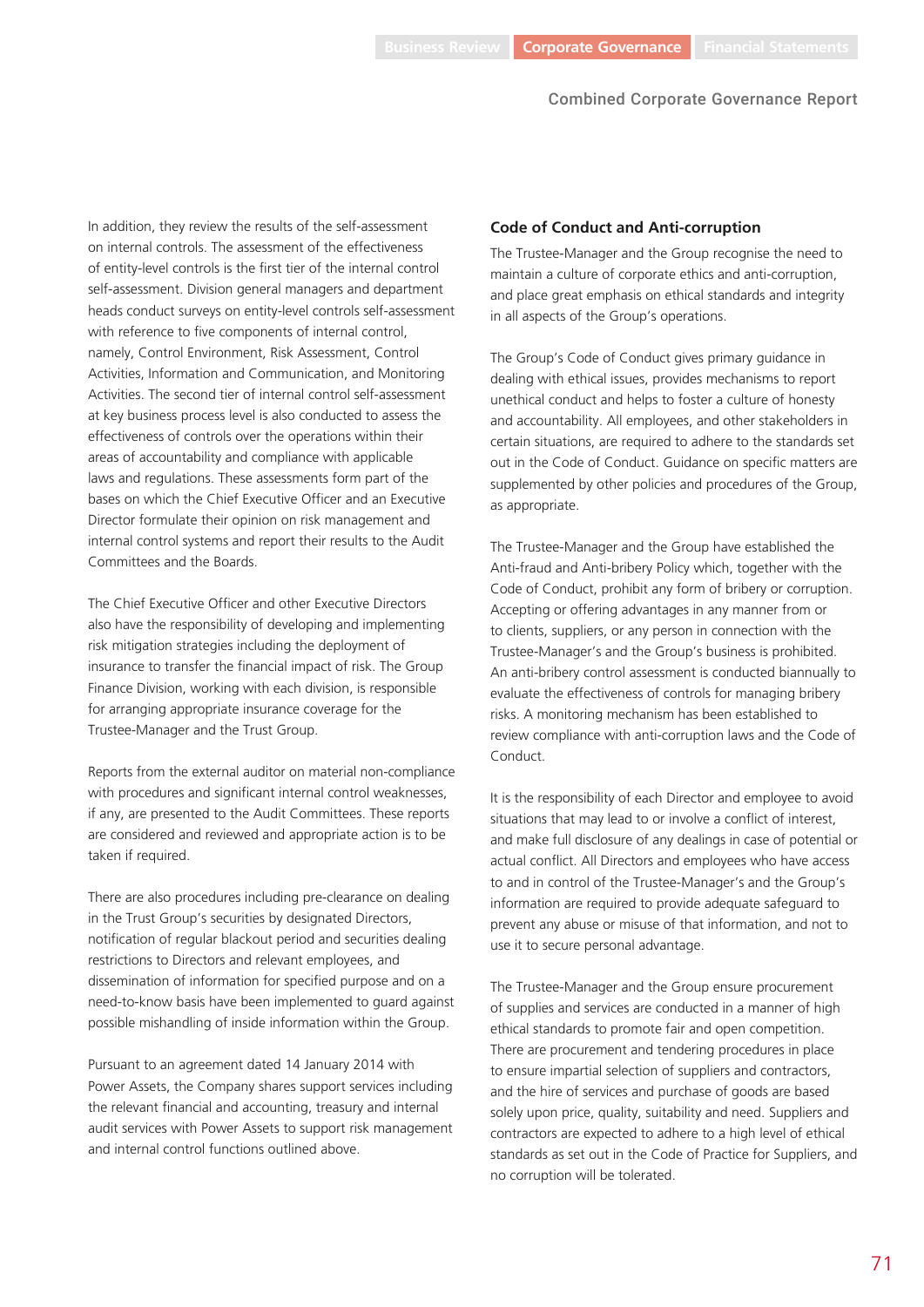In addition, they review the results of the self-assessment on internal controls. The assessment of the effectiveness of entity-level controls is the first tier of the internal control self-assessment. Division general managers and department heads conduct surveys on entity-level controls self-assessment with reference to five components of internal control, namely, Control Environment, Risk Assessment, Control Activities, Information and Communication, and Monitoring Activities. The second tier of internal control self-assessment at key business process level is also conducted to assess the effectiveness of controls over the operations within their areas of accountability and compliance with applicable laws and regulations. These assessments form part of the bases on which the Chief Executive Officer and an Executive Director formulate their opinion on risk management and internal control systems and report their results to the Audit Committees and the Boards.

The Chief Executive Officer and other Executive Directors also have the responsibility of developing and implementing risk mitigation strategies including the deployment of insurance to transfer the financial impact of risk. The Group Finance Division, working with each division, is responsible for arranging appropriate insurance coverage for the Trustee-Manager and the Trust Group.

Reports from the external auditor on material non-compliance with procedures and significant internal control weaknesses, if any, are presented to the Audit Committees. These reports are considered and reviewed and appropriate action is to be taken if required.

There are also procedures including pre-clearance on dealing in the Trust Group's securities by designated Directors, notification of regular blackout period and securities dealing restrictions to Directors and relevant employees, and dissemination of information for specified purpose and on a need-to-know basis have been implemented to guard against possible mishandling of inside information within the Group.

Pursuant to an agreement dated 14 January 2014 with Power Assets, the Company shares support services including the relevant financial and accounting, treasury and internal audit services with Power Assets to support risk management and internal control functions outlined above.

### Code of Conduct and Anti-corruption

The Trustee-Manager and the Group recognise the need to maintain a culture of corporate ethics and anti-corruption, and place great emphasis on ethical standards and integrity in all aspects of the Group's operations.

The Group's Code of Conduct gives primary guidance in dealing with ethical issues, provides mechanisms to report unethical conduct and helps to foster a culture of honesty and accountability. All employees, and other stakeholders in certain situations, are required to adhere to the standards set out in the Code of Conduct. Guidance on specific matters are supplemented by other policies and procedures of the Group, as appropriate.

The Trustee-Manager and the Group have established the Anti-fraud and Anti-bribery Policy which, together with the Code of Conduct, prohibit any form of bribery or corruption. Accepting or offering advantages in any manner from or to clients, suppliers, or any person in connection with the Trustee-Manager's and the Group's business is prohibited. An anti-bribery control assessment is conducted biannually to evaluate the effectiveness of controls for managing bribery risks. A monitoring mechanism has been established to review compliance with anti-corruption laws and the Code of Conduct.

It is the responsibility of each Director and employee to avoid situations that may lead to or involve a conflict of interest, and make full disclosure of any dealings in case of potential or actual conflict. All Directors and employees who have access to and in control of the Trustee-Manager's and the Group's information are required to provide adequate safeguard to prevent any abuse or misuse of that information, and not to use it to secure personal advantage.

The Trustee-Manager and the Group ensure procurement of supplies and services are conducted in a manner of high ethical standards to promote fair and open competition. There are procurement and tendering procedures in place to ensure impartial selection of suppliers and contractors, and the hire of services and purchase of goods are based solely upon price, quality, suitability and need. Suppliers and contractors are expected to adhere to a high level of ethical standards as set out in the Code of Practice for Suppliers, and no corruption will be tolerated.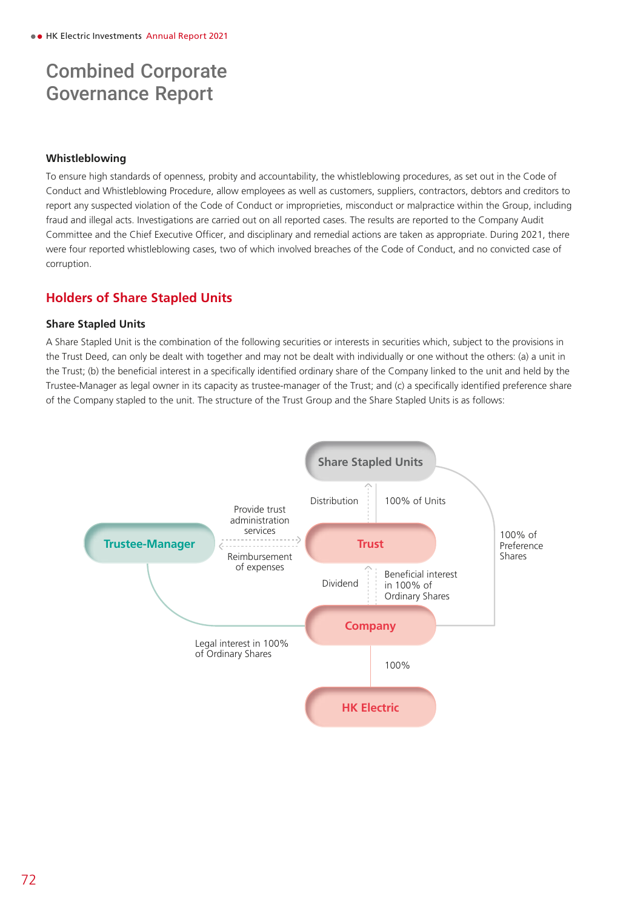# Combined Corporate Governance Report

### Whistleblowing

To ensure high standards of openness, probity and accountability, the whistleblowing procedures, as set out in the Code of Conduct and Whistleblowing Procedure, allow employees as well as customers, suppliers, contractors, debtors and creditors to report any suspected violation of the Code of Conduct or improprieties, misconduct or malpractice within the Group, including fraud and illegal acts. Investigations are carried out on all reported cases. The results are reported to the Company Audit Committee and the Chief Executive Officer, and disciplinary and remedial actions are taken as appropriate. During 2021, there were four reported whistleblowing cases, two of which involved breaches of the Code of Conduct, and no convicted case of corruption.

## Holders of Share Stapled Units

### Share Stapled Units

A Share Stapled Unit is the combination of the following securities or interests in securities which, subject to the provisions in the Trust Deed, can only be dealt with together and may not be dealt with individually or one without the others: (a) a unit in the Trust; (b) the beneficial interest in a specifically identified ordinary share of the Company linked to the unit and held by the Trustee-Manager as legal owner in its capacity as trustee-manager of the Trust; and (c) a specifically identified preference share of the Company stapled to the unit. The structure of the Trust Group and the Share Stapled Units is as follows:

Share Stapled Units

Distribution | 100% of Units

Provide trust administration services

Trustee-Manager | Trust

Reimbursement of expenses

100% of Preference Shares

Dividend | Beneficial interest in 100% of Ordinary Shares

Company

Legal interest in 100% of Ordinary Shares

100%

HK Electric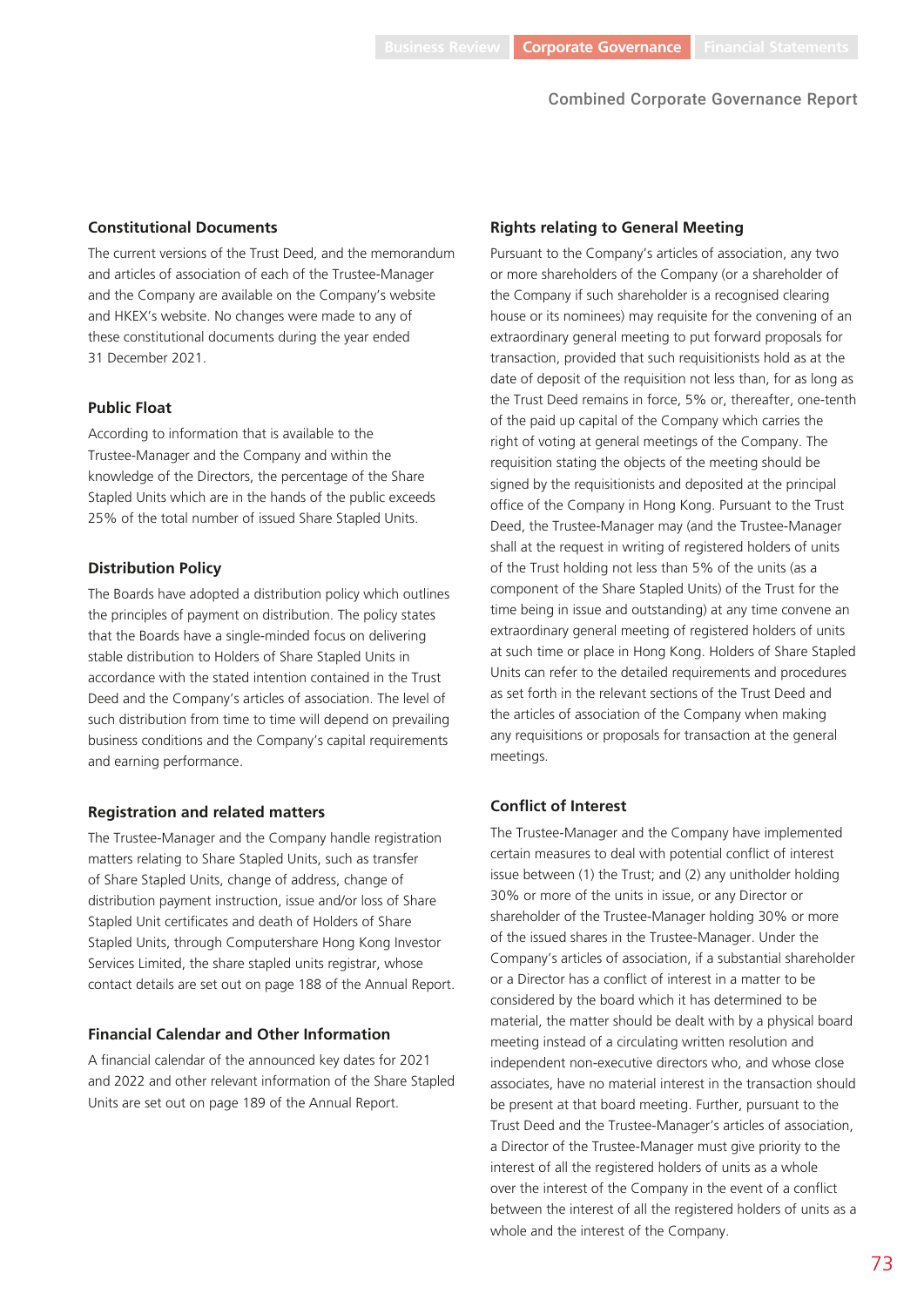#### Constitutional Documents

The current versions of the Trust Deed, and the memorandum and articles of association of each of the Trustee-Manager and the Company are available on the Company's website and HKEX's website. No changes were made to any of these constitutional documents during the year ended 31 December 2021.

#### Public Float

According to information that is available to the Trustee-Manager and the Company and within the knowledge of the Directors, the percentage of the Share Stapled Units which are in the hands of the public exceeds 25% of the total number of issued Share Stapled Units.

#### Distribution Policy

The Boards have adopted a distribution policy which outlines the principles of payment on distribution. The policy states that the Boards have a single-minded focus on delivering stable distribution to Holders of Share Stapled Units in accordance with the stated intention contained in the Trust Deed and the Company's articles of association. The level of such distribution from time to time will depend on prevailing business conditions and the Company's capital requirements and earning performance.

#### Registration and related matters

The Trustee-Manager and the Company handle registration matters relating to Share Stapled Units, such as transfer of Share Stapled Units, change of address, change of distribution payment instruction, issue and/or loss of Share Stapled Unit certificates and death of Holders of Share Stapled Units, through Computershare Hong Kong Investor Services Limited, the share stapled units registrar, whose contact details are set out on page 188 of the Annual Report.

#### Financial Calendar and Other Information

A financial calendar of the announced key dates for 2021 and 2022 and other relevant information of the Share Stapled Units are set out on page 189 of the Annual Report.

#### Rights relating to General Meeting

Pursuant to the Company's articles of association, any two or more shareholders of the Company (or a shareholder of the Company if such shareholder is a recognised clearing house or its nominees) may requisite for the convening of an extraordinary general meeting to put forward proposals for transaction, provided that such requisitionists hold as at the date of deposit of the requisition not less than, for as long as the Trust Deed remains in force, 5% or, thereafter, one-tenth of the paid up capital of the Company which carries the right of voting at general meetings of the Company. The requisition stating the objects of the meeting should be signed by the requisitionists and deposited at the principal office of the Company in Hong Kong. Pursuant to the Trust Deed, the Trustee-Manager may (and the Trustee-Manager shall at the request in writing of registered holders of units of the Trust holding not less than 5% of the units (as a component of the Share Stapled Units) of the Trust for the time being in issue and outstanding) at any time convene an extraordinary general meeting of registered holders of units at such time or place in Hong Kong. Holders of Share Stapled Units can refer to the detailed requirements and procedures as set forth in the relevant sections of the Trust Deed and the articles of association of the Company when making any requisitions or proposals for transaction at the general meetings.

#### Conflict of Interest

The Trustee-Manager and the Company have implemented certain measures to deal with potential conflict of interest issue between (1) the Trust; and (2) any unitholder holding 30% or more of the units in issue, or any Director or shareholder of the Trustee-Manager holding 30% or more of the issued shares in the Trustee-Manager. Under the Company's articles of association, if a substantial shareholder or a Director has a conflict of interest in a matter to be considered by the board which it has determined to be material, the matter should be dealt with by a physical board meeting instead of a circulating written resolution and independent non-executive directors who, and whose close associates, have no material interest in the transaction should be present at that board meeting. Further, pursuant to the Trust Deed and the Trustee-Manager's articles of association, a Director of the Trustee-Manager must give priority to the interest of all the registered holders of units as a whole over the interest of the Company in the event of a conflict between the interest of all the registered holders of units as a whole and the interest of the Company.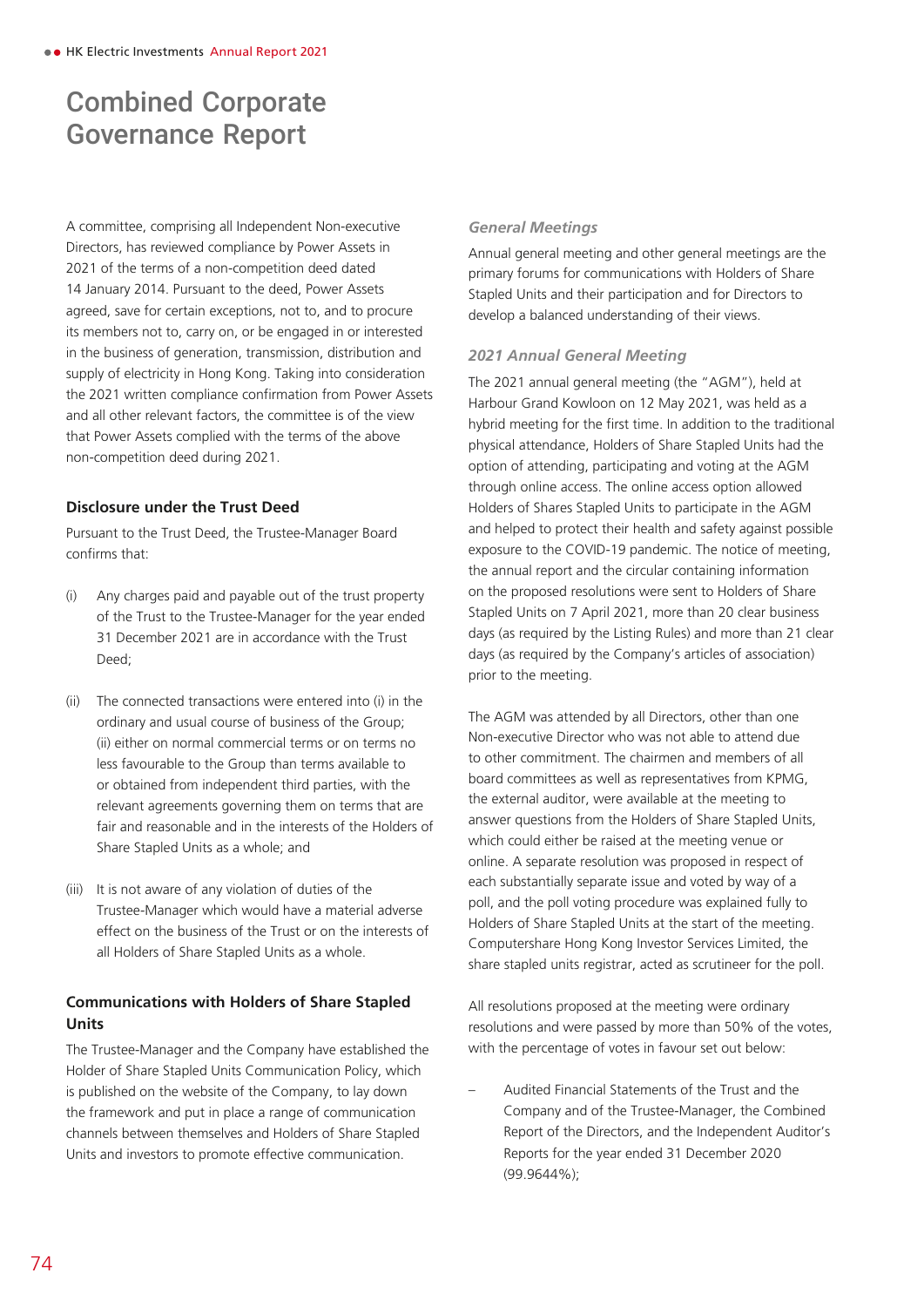# Combined Corporate Governance Report

A committee, comprising all Independent Non-executive Directors, has reviewed compliance by Power Assets in 2021 of the terms of a non-competition deed dated 14 January 2014. Pursuant to the deed, Power Assets agreed, save for certain exceptions, not to, and to procure its members not to, carry on, or be engaged in or interested in the business of generation, transmission, distribution and supply of electricity in Hong Kong. Taking into consideration the 2021 written compliance confirmation from Power Assets and all other relevant factors, the committee is of the view that Power Assets complied with the terms of the above non-competition deed during 2021.

### Disclosure under the Trust Deed

Pursuant to the Trust Deed, the Trustee-Manager Board confirms that:

(i) Any charges paid and payable out of the trust property of the Trust to the Trustee-Manager for the year ended 31 December 2021 are in accordance with the Trust Deed;

(ii) The connected transactions were entered into (i) in the ordinary and usual course of business of the Group; (ii) either on normal commercial terms or on terms no less favourable to the Group than terms available to or obtained from independent third parties, with the relevant agreements governing them on terms that are fair and reasonable and in the interests of the Holders of Share Stapled Units as a whole; and

(iii) It is not aware of any violation of duties of the Trustee-Manager which would have a material adverse effect on the business of the Trust or on the interests of all Holders of Share Stapled Units as a whole.

### Communications with Holders of Share Stapled Units

The Trustee-Manager and the Company have established the Holder of Share Stapled Units Communication Policy, which is published on the website of the Company, to lay down the framework and put in place a range of communication channels between themselves and Holders of Share Stapled Units and investors to promote effective communication.

#### *General Meetings*

Annual general meeting and other general meetings are the primary forums for communications with Holders of Share Stapled Units and their participation and for Directors to develop a balanced understanding of their views.

#### *2021 Annual General Meeting*

The 2021 annual general meeting (the "AGM"), held at Harbour Grand Kowloon on 12 May 2021, was held as a hybrid meeting for the first time. In addition to the traditional physical attendance, Holders of Share Stapled Units had the option of attending, participating and voting at the AGM through online access. The online access option allowed Holders of Shares Stapled Units to participate in the AGM and helped to protect their health and safety against possible exposure to the COVID-19 pandemic. The notice of meeting, the annual report and the circular containing information on the proposed resolutions were sent to Holders of Share Stapled Units on 7 April 2021, more than 20 clear business days (as required by the Listing Rules) and more than 21 clear days (as required by the Company's articles of association) prior to the meeting.

The AGM was attended by all Directors, other than one Non-executive Director who was not able to attend due to other commitment. The chairmen and members of all board committees as well as representatives from KPMG, the external auditor, were available at the meeting to answer questions from the Holders of Share Stapled Units, which could either be raised at the meeting venue or online. A separate resolution was proposed in respect of each substantially separate issue and voted by way of a poll, and the poll voting procedure was explained fully to Holders of Share Stapled Units at the start of the meeting. Computershare Hong Kong Investor Services Limited, the share stapled units registrar, acted as scrutineer for the poll.

All resolutions proposed at the meeting were ordinary resolutions and were passed by more than 50% of the votes, with the percentage of votes in favour set out below:

– Audited Financial Statements of the Trust and the Company and of the Trustee-Manager, the Combined Report of the Directors, and the Independent Auditor's Reports for the year ended 31 December 2020 (99.9644%);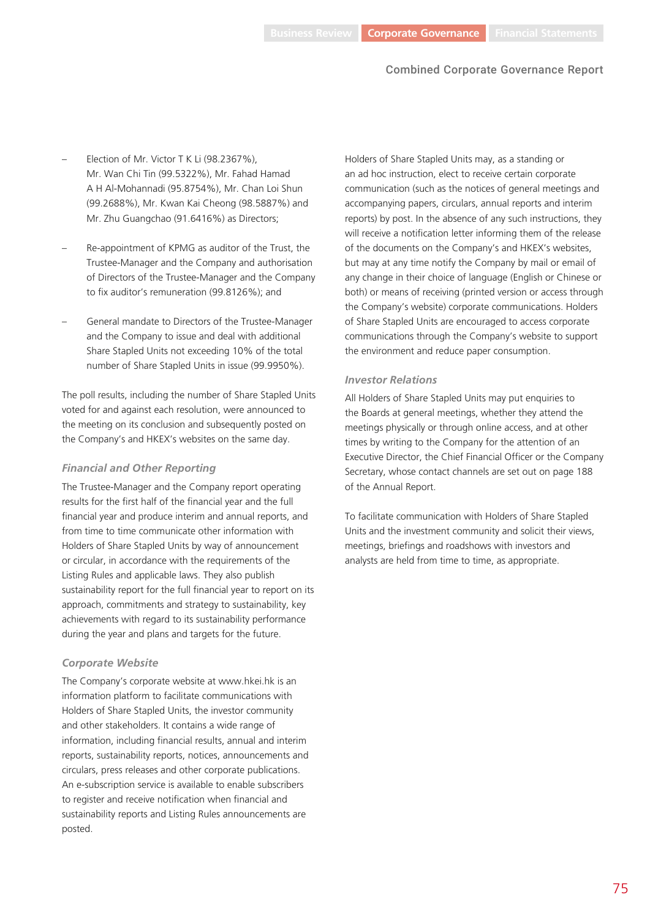- Election of Mr. Victor T K Li (98.2367%), Mr. Wan Chi Tin (99.5322%), Mr. Fahad Hamad A H Al-Mohannadi (95.8754%), Mr. Chan Loi Shun (99.2688%), Mr. Kwan Kai Cheong (98.5887%) and Mr. Zhu Guangchao (91.6416%) as Directors;
- Re-appointment of KPMG as auditor of the Trust, the Trustee-Manager and the Company and authorisation of Directors of the Trustee-Manager and the Company to fix auditor's remuneration (99.8126%); and
- General mandate to Directors of the Trustee-Manager and the Company to issue and deal with additional Share Stapled Units not exceeding 10% of the total number of Share Stapled Units in issue (99.9950%).

The poll results, including the number of Share Stapled Units voted for and against each resolution, were announced to the meeting on its conclusion and subsequently posted on the Company's and HKEX's websites on the same day.

### *Financial and Other Reporting*

The Trustee-Manager and the Company report operating results for the first half of the financial year and the full financial year and produce interim and annual reports, and from time to time communicate other information with Holders of Share Stapled Units by way of announcement or circular, in accordance with the requirements of the Listing Rules and applicable laws. They also publish sustainability report for the full financial year to report on its approach, commitments and strategy to sustainability, key achievements with regard to its sustainability performance during the year and plans and targets for the future.

### *Corporate Website*

The Company's corporate website at www.hkei.hk is an information platform to facilitate communications with Holders of Share Stapled Units, the investor community and other stakeholders. It contains a wide range of information, including financial results, annual and interim reports, sustainability reports, notices, announcements and circulars, press releases and other corporate publications. An e-subscription service is available to enable subscribers to register and receive notification when financial and sustainability reports and Listing Rules announcements are posted.

Holders of Share Stapled Units may, as a standing or an ad hoc instruction, elect to receive certain corporate communication (such as the notices of general meetings and accompanying papers, circulars, annual reports and interim reports) by post. In the absence of any such instructions, they will receive a notification letter informing them of the release of the documents on the Company's and HKEX's websites, but may at any time notify the Company by mail or email of any change in their choice of language (English or Chinese or both) or means of receiving (printed version or access through the Company's website) corporate communications. Holders of Share Stapled Units are encouraged to access corporate communications through the Company's website to support the environment and reduce paper consumption.

### *Investor Relations*

All Holders of Share Stapled Units may put enquiries to the Boards at general meetings, whether they attend the meetings physically or through online access, and at other times by writing to the Company for the attention of an Executive Director, the Chief Financial Officer or the Company Secretary, whose contact channels are set out on page 188 of the Annual Report.

To facilitate communication with Holders of Share Stapled Units and the investment community and solicit their views, meetings, briefings and roadshows with investors and analysts are held from time to time, as appropriate.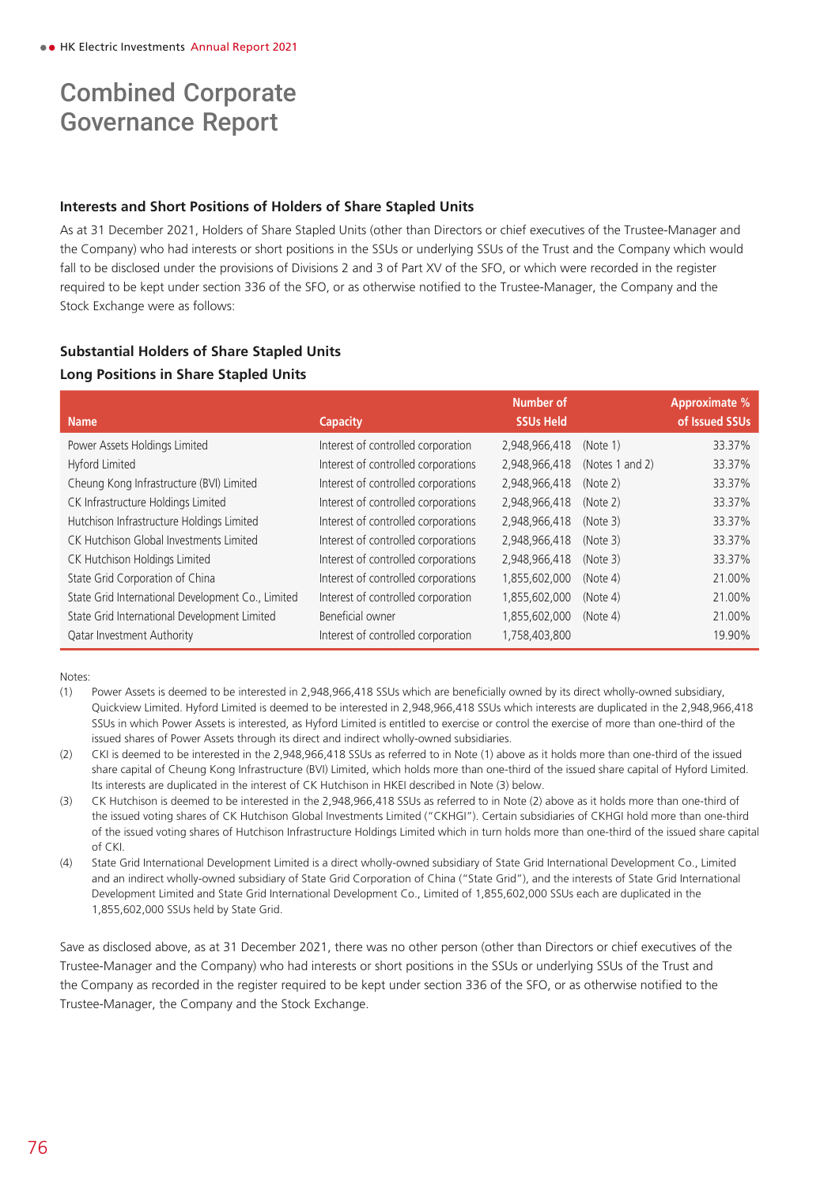# Combined Corporate Governance Report

### Interests and Short Positions of Holders of Share Stapled Units

As at 31 December 2021, Holders of Share Stapled Units (other than Directors or chief executives of the Trustee-Manager and the Company) who had interests or short positions in the SSUs or underlying SSUs of the Trust and the Company which would fall to be disclosed under the provisions of Divisions 2 and 3 of Part XV of the SFO, or which were recorded in the register required to be kept under section 336 of the SFO, or as otherwise notified to the Trustee-Manager, the Company and the Stock Exchange were as follows:

### Substantial Holders of Share Stapled Units

### Long Positions in Share Stapled Units

| Name | Capacity | Number of SSUs Held | | Approximate % of Issued SSUs |
|---|---|---|---|---|
| Power Assets Holdings Limited | Interest of controlled corporation | 2,948,966,418 | (Note 1) | 33.37% |
| Hyford Limited | Interest of controlled corporations | 2,948,966,418 | (Notes 1 and 2) | 33.37% |
| Cheung Kong Infrastructure (BVI) Limited | Interest of controlled corporations | 2,948,966,418 | (Note 2) | 33.37% |
| CK Infrastructure Holdings Limited | Interest of controlled corporations | 2,948,966,418 | (Note 2) | 33.37% |
| Hutchison Infrastructure Holdings Limited | Interest of controlled corporations | 2,948,966,418 | (Note 3) | 33.37% |
| CK Hutchison Global Investments Limited | Interest of controlled corporations | 2,948,966,418 | (Note 3) | 33.37% |
| CK Hutchison Holdings Limited | Interest of controlled corporations | 2,948,966,418 | (Note 3) | 33.37% |
| State Grid Corporation of China | Interest of controlled corporations | 1,855,602,000 | (Note 4) | 21.00% |
| State Grid International Development Co., Limited | Interest of controlled corporation | 1,855,602,000 | (Note 4) | 21.00% |
| State Grid International Development Limited | Beneficial owner | 1,855,602,000 | (Note 4) | 21.00% |
| Qatar Investment Authority | Interest of controlled corporation | 1,758,403,800 | | 19.90% |

Notes:

(1) Power Assets is deemed to be interested in 2,948,966,418 SSUs which are beneficially owned by its direct wholly-owned subsidiary, Quickview Limited. Hyford Limited is deemed to be interested in 2,948,966,418 SSUs which interests are duplicated in the 2,948,966,418 SSUs in which Power Assets is interested, as Hyford Limited is entitled to exercise or control the exercise of more than one-third of the issued shares of Power Assets through its direct and indirect wholly-owned subsidiaries.

(2) CKI is deemed to be interested in the 2,948,966,418 SSUs as referred to in Note (1) above as it holds more than one-third of the issued share capital of Cheung Kong Infrastructure (BVI) Limited, which holds more than one-third of the issued share capital of Hyford Limited. Its interests are duplicated in the interest of CK Hutchison in HKEI described in Note (3) below.

(3) CK Hutchison is deemed to be interested in the 2,948,966,418 SSUs as referred to in Note (2) above as it holds more than one-third of the issued voting shares of CK Hutchison Global Investments Limited ("CKHGI"). Certain subsidiaries of CKHGI hold more than one-third of the issued voting shares of Hutchison Infrastructure Holdings Limited which in turn holds more than one-third of the issued share capital of CKI.

(4) State Grid International Development Limited is a direct wholly-owned subsidiary of State Grid International Development Co., Limited and an indirect wholly-owned subsidiary of State Grid Corporation of China ("State Grid"), and the interests of State Grid International Development Limited and State Grid International Development Co., Limited of 1,855,602,000 SSUs each are duplicated in the 1,855,602,000 SSUs held by State Grid.

Save as disclosed above, as at 31 December 2021, there was no other person (other than Directors or chief executives of the Trustee-Manager and the Company) who had interests or short positions in the SSUs or underlying SSUs of the Trust and the Company as recorded in the register required to be kept under section 336 of the SFO, or as otherwise notified to the Trustee-Manager, the Company and the Stock Exchange.